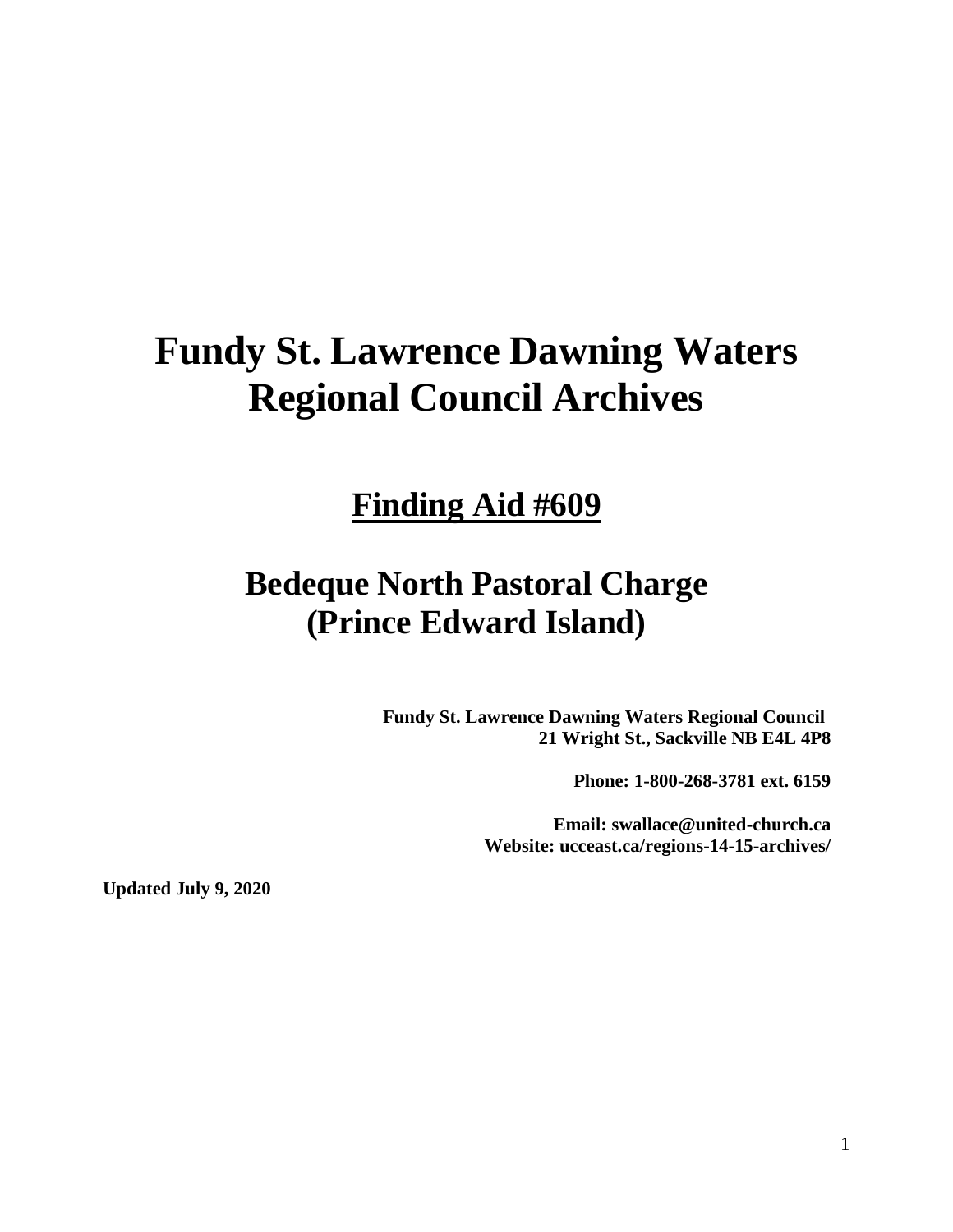# Fundy St. Lawrence Dawning Waters Regional Council Archives

## Finding Aid #609

## Bedeque North Pastoral Charge (Prince Edward Island)

**Fundy St. Lawrence Dawning Waters Regional Council**
**21 Wright St., Sackville NB E4L 4P8**

**Phone: 1-800-268-3781 ext. 6159**

**Email: swallace@united-church.ca**
**Website: ucceast.ca/regions-14-15-archives/**

**Updated July 9, 2020**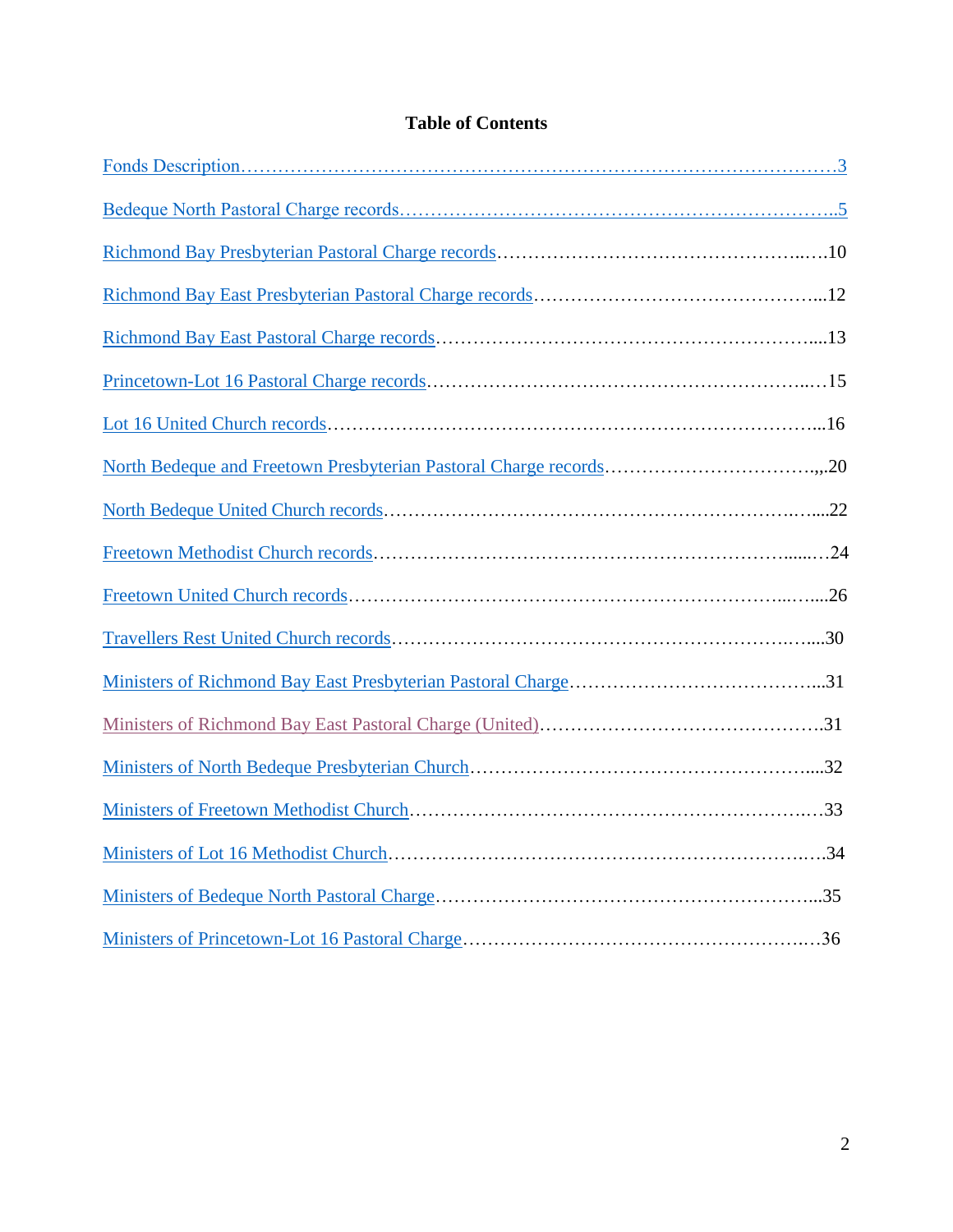# Table of Contents

Fonds Description……………………………………………………………………………………3

Bedeque North Pastoral Charge records……………………………………………………………..5

Richmond Bay Presbyterian Pastoral Charge records……………………………………………..…10

Richmond Bay East Presbyterian Pastoral Charge records………………………………………...12

Richmond Bay East Pastoral Charge records……………………………………………………....13

Princetown-Lot 16 Pastoral Charge records…………………………………………………...…15

Lot 16 United Church records……………………………………………………………………...16

North Bedeque and Freetown Presbyterian Pastoral Charge records……………………………,,.20

North Bedeque United Church records……………………………………………………….…....22

Freetown Methodist Church records………………………………………………………......…24

Freetown United Church records…………………………………………………………...….....26

Travellers Rest United Church records……………………………………………………….…....30

Ministers of Richmond Bay East Presbyterian Pastoral Charge…………………………………...31

Ministers of Richmond Bay East Pastoral Charge (United)……………………………………….31

Ministers of North Bedeque Presbyterian Church……………………………………………....32

Ministers of Freetown Methodist Church…………………………………………………….…33

Ministers of Lot 16 Methodist Church……………………………………………………….….34

Ministers of Bedeque North Pastoral Charge……………………………………………………...35

Ministers of Princetown-Lot 16 Pastoral Charge………………………………………….….…36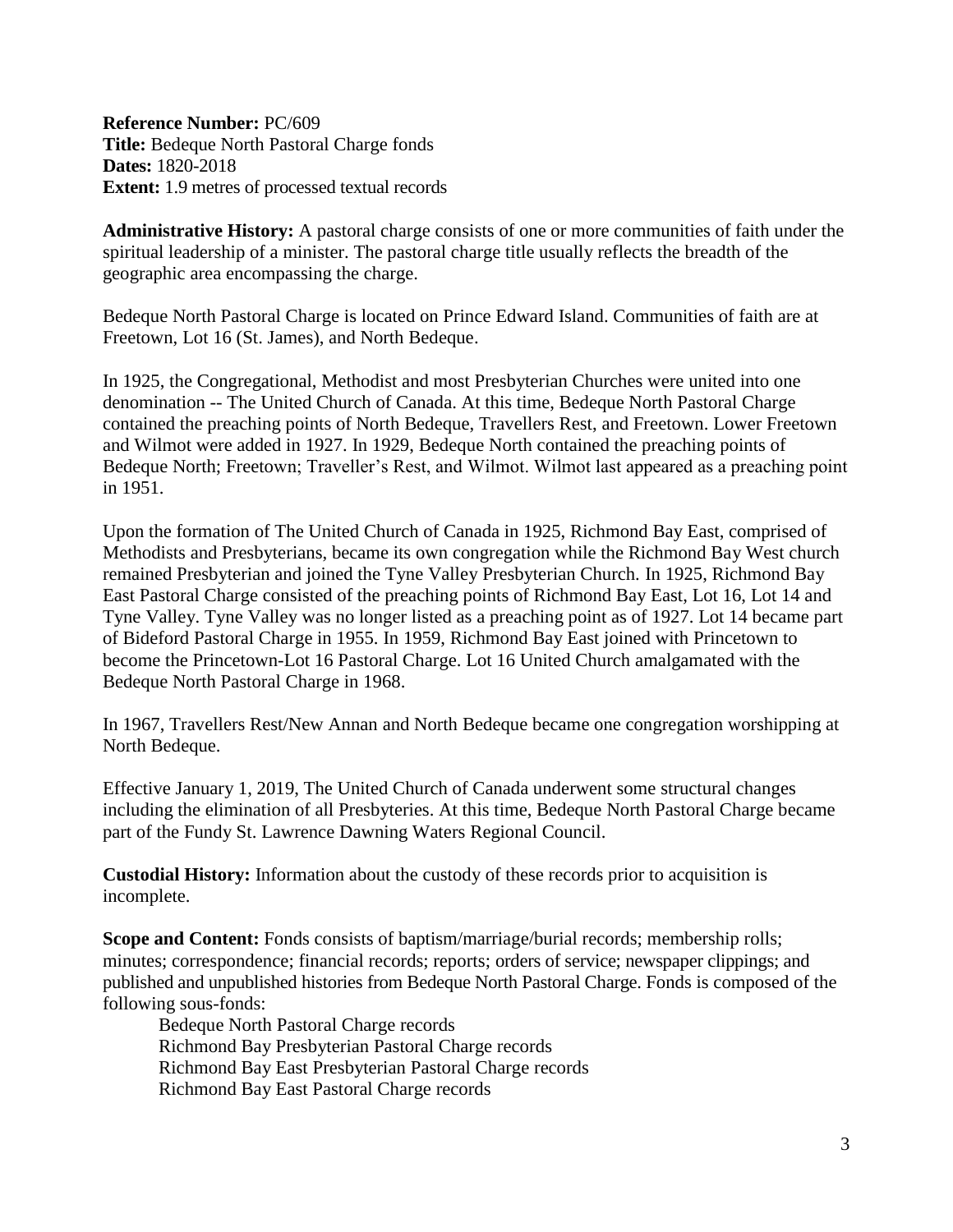**Reference Number:** PC/609
**Title:** Bedeque North Pastoral Charge fonds
**Dates:** 1820-2018
**Extent:** 1.9 metres of processed textual records

**Administrative History:** A pastoral charge consists of one or more communities of faith under the spiritual leadership of a minister. The pastoral charge title usually reflects the breadth of the geographic area encompassing the charge.

Bedeque North Pastoral Charge is located on Prince Edward Island. Communities of faith are at Freetown, Lot 16 (St. James), and North Bedeque.

In 1925, the Congregational, Methodist and most Presbyterian Churches were united into one denomination -- The United Church of Canada. At this time, Bedeque North Pastoral Charge contained the preaching points of North Bedeque, Travellers Rest, and Freetown. Lower Freetown and Wilmot were added in 1927. In 1929, Bedeque North contained the preaching points of Bedeque North; Freetown; Traveller's Rest, and Wilmot. Wilmot last appeared as a preaching point in 1951.

Upon the formation of The United Church of Canada in 1925, Richmond Bay East, comprised of Methodists and Presbyterians, became its own congregation while the Richmond Bay West church remained Presbyterian and joined the Tyne Valley Presbyterian Church. In 1925, Richmond Bay East Pastoral Charge consisted of the preaching points of Richmond Bay East, Lot 16, Lot 14 and Tyne Valley. Tyne Valley was no longer listed as a preaching point as of 1927. Lot 14 became part of Bideford Pastoral Charge in 1955. In 1959, Richmond Bay East joined with Princetown to become the Princetown-Lot 16 Pastoral Charge. Lot 16 United Church amalgamated with the Bedeque North Pastoral Charge in 1968.

In 1967, Travellers Rest/New Annan and North Bedeque became one congregation worshipping at North Bedeque.

Effective January 1, 2019, The United Church of Canada underwent some structural changes including the elimination of all Presbyteries. At this time, Bedeque North Pastoral Charge became part of the Fundy St. Lawrence Dawning Waters Regional Council.

**Custodial History:** Information about the custody of these records prior to acquisition is incomplete.

**Scope and Content:** Fonds consists of baptism/marriage/burial records; membership rolls; minutes; correspondence; financial records; reports; orders of service; newspaper clippings; and published and unpublished histories from Bedeque North Pastoral Charge. Fonds is composed of the following sous-fonds:

- Bedeque North Pastoral Charge records
- Richmond Bay Presbyterian Pastoral Charge records
- Richmond Bay East Presbyterian Pastoral Charge records
- Richmond Bay East Pastoral Charge records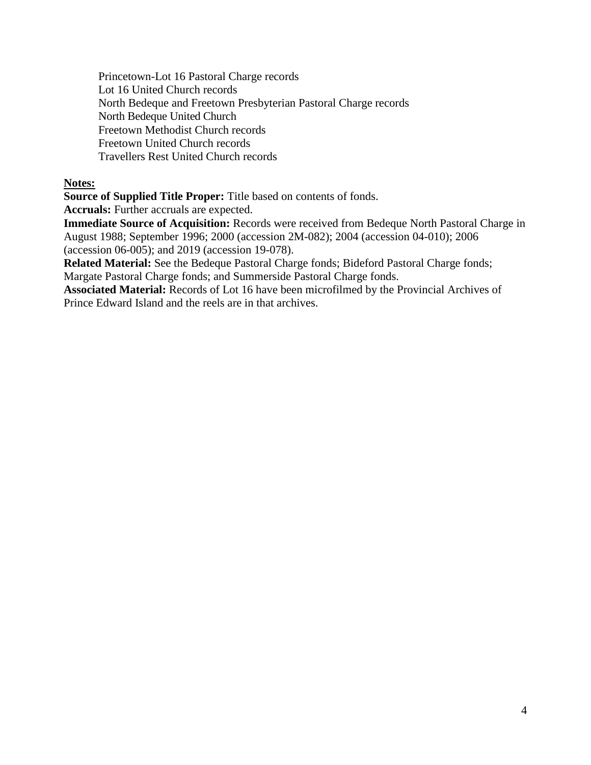Princetown-Lot 16 Pastoral Charge records
Lot 16 United Church records
North Bedeque and Freetown Presbyterian Pastoral Charge records
North Bedeque United Church
Freetown Methodist Church records
Freetown United Church records
Travellers Rest United Church records

**<u>Notes:</u>**

**Source of Supplied Title Proper:** Title based on contents of fonds.
**Accruals:** Further accruals are expected.
**Immediate Source of Acquisition:** Records were received from Bedeque North Pastoral Charge in August 1988; September 1996; 2000 (accession 2M-082); 2004 (accession 04-010); 2006 (accession 06-005); and 2019 (accession 19-078).
**Related Material:** See the Bedeque Pastoral Charge fonds; Bideford Pastoral Charge fonds; Margate Pastoral Charge fonds; and Summerside Pastoral Charge fonds.
**Associated Material:** Records of Lot 16 have been microfilmed by the Provincial Archives of Prince Edward Island and the reels are in that archives.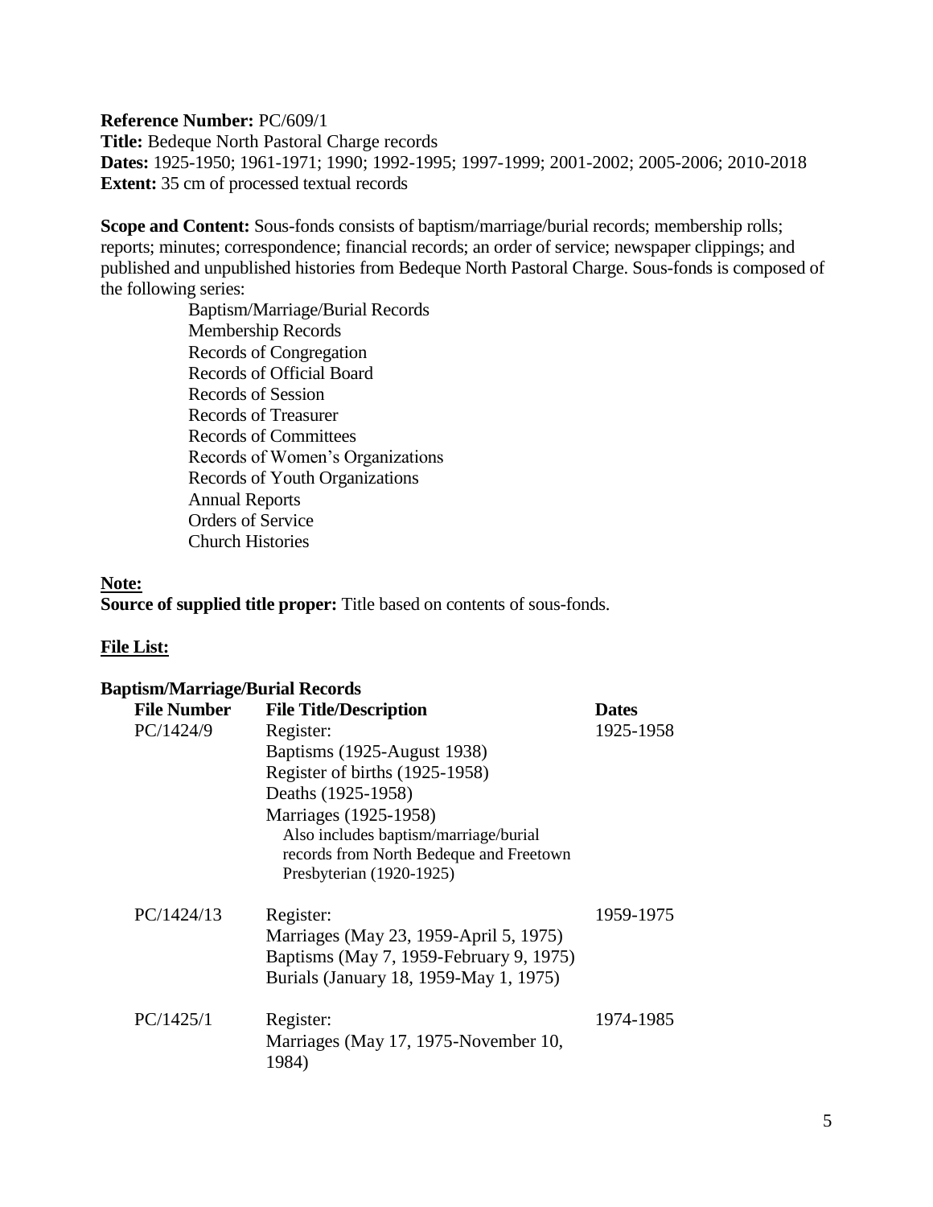**Reference Number:** PC/609/1
**Title:** Bedeque North Pastoral Charge records
**Dates:** 1925-1950; 1961-1971; 1990; 1992-1995; 1997-1999; 2001-2002; 2005-2006; 2010-2018
**Extent:** 35 cm of processed textual records

**Scope and Content:** Sous-fonds consists of baptism/marriage/burial records; membership rolls; reports; minutes; correspondence; financial records; an order of service; newspaper clippings; and published and unpublished histories from Bedeque North Pastoral Charge. Sous-fonds is composed of the following series:

- Baptism/Marriage/Burial Records
- Membership Records
- Records of Congregation
- Records of Official Board
- Records of Session
- Records of Treasurer
- Records of Committees
- Records of Women's Organizations
- Records of Youth Organizations
- Annual Reports
- Orders of Service
- Church Histories

**Note:**
**Source of supplied title proper:** Title based on contents of sous-fonds.

**File List:**

**Baptism/Marriage/Burial Records**

| File Number | File Title/Description | Dates |
|---|---|---|
| PC/1424/9 | Register:<br>Baptisms (1925-August 1938)<br>Register of births (1925-1958)<br>Deaths (1925-1958)<br>Marriages (1925-1958)<br>Also includes baptism/marriage/burial records from North Bedeque and Freetown Presbyterian (1920-1925) | 1925-1958 |
| PC/1424/13 | Register:<br>Marriages (May 23, 1959-April 5, 1975)<br>Baptisms (May 7, 1959-February 9, 1975)<br>Burials (January 18, 1959-May 1, 1975) | 1959-1975 |
| PC/1425/1 | Register:<br>Marriages (May 17, 1975-November 10, 1984) | 1974-1985 |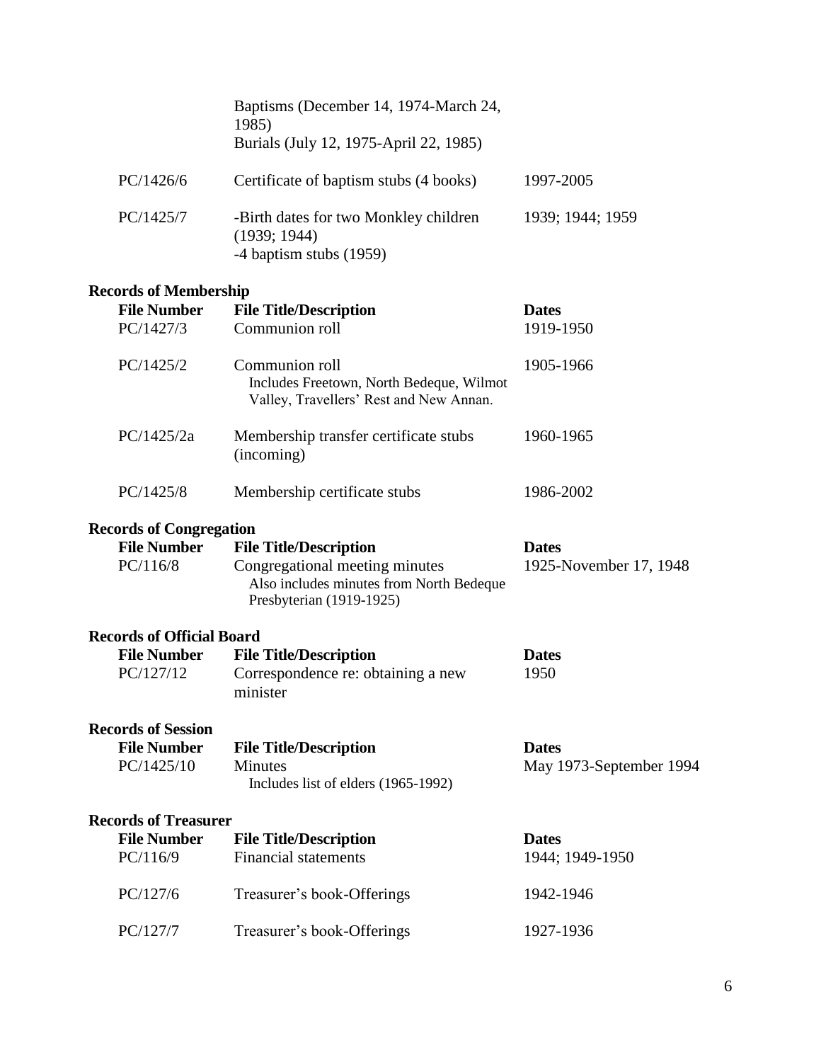| | | |
|---|---|---|
| | Baptisms (December 14, 1974-March 24, 1985)<br>Burials (July 12, 1975-April 22, 1985) | |
| PC/1426/6 | Certificate of baptism stubs (4 books) | 1997-2005 |
| PC/1425/7 | -Birth dates for two Monkley children (1939; 1944)<br>-4 baptism stubs (1959) | 1939; 1944; 1959 |

**Records of Membership**

| File Number | File Title/Description | Dates |
|---|---|---|
| PC/1427/3 | Communion roll | 1919-1950 |
| PC/1425/2 | Communion roll<br>Includes Freetown, North Bedeque, Wilmot Valley, Travellers' Rest and New Annan. | 1905-1966 |
| PC/1425/2a | Membership transfer certificate stubs (incoming) | 1960-1965 |
| PC/1425/8 | Membership certificate stubs | 1986-2002 |

**Records of Congregation**

| File Number | File Title/Description | Dates |
|---|---|---|
| PC/116/8 | Congregational meeting minutes<br>Also includes minutes from North Bedeque Presbyterian (1919-1925) | 1925-November 17, 1948 |

**Records of Official Board**

| File Number | File Title/Description | Dates |
|---|---|---|
| PC/127/12 | Correspondence re: obtaining a new minister | 1950 |

**Records of Session**

| File Number | File Title/Description | Dates |
|---|---|---|
| PC/1425/10 | Minutes<br>Includes list of elders (1965-1992) | May 1973-September 1994 |

**Records of Treasurer**

| File Number | File Title/Description | Dates |
|---|---|---|
| PC/116/9 | Financial statements | 1944; 1949-1950 |
| PC/127/6 | Treasurer's book-Offerings | 1942-1946 |
| PC/127/7 | Treasurer's book-Offerings | 1927-1936 |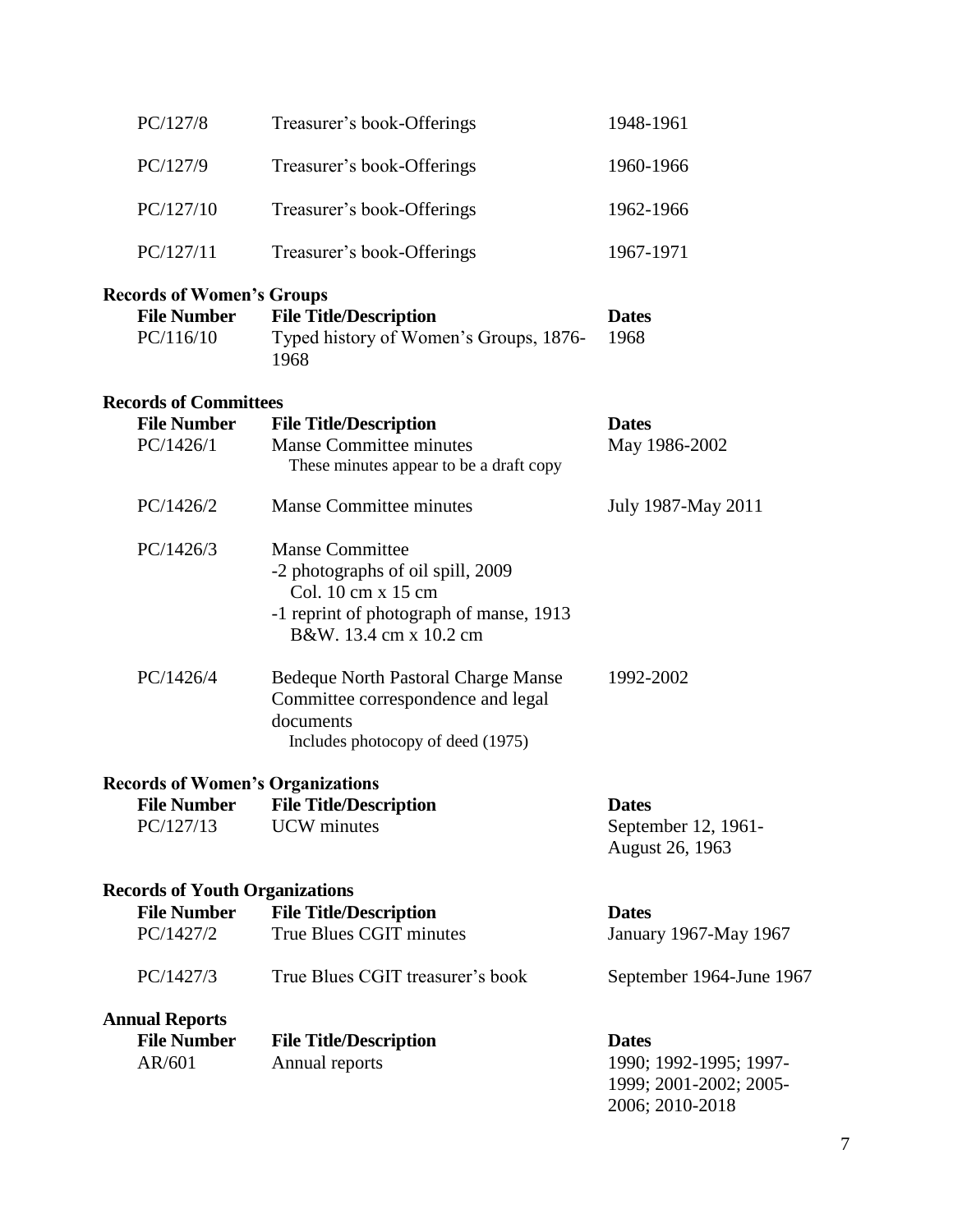| | | |
|---|---|---|
| PC/127/8 | Treasurer's book-Offerings | 1948-1961 |
| PC/127/9 | Treasurer's book-Offerings | 1960-1966 |
| PC/127/10 | Treasurer's book-Offerings | 1962-1966 |
| PC/127/11 | Treasurer's book-Offerings | 1967-1971 |

**Records of Women's Groups**

| File Number | File Title/Description | Dates |
|---|---|---|
| PC/116/10 | Typed history of Women's Groups, 1876-1968 | 1968 |

**Records of Committees**

| File Number | File Title/Description | Dates |
|---|---|---|
| PC/1426/1 | Manse Committee minutes<br>These minutes appear to be a draft copy | May 1986-2002 |
| PC/1426/2 | Manse Committee minutes | July 1987-May 2011 |
| PC/1426/3 | Manse Committee<br>-2 photographs of oil spill, 2009<br>Col. 10 cm x 15 cm<br>-1 reprint of photograph of manse, 1913<br>B&W. 13.4 cm x 10.2 cm | |
| PC/1426/4 | Bedeque North Pastoral Charge Manse Committee correspondence and legal documents<br>Includes photocopy of deed (1975) | 1992-2002 |

**Records of Women's Organizations**

| File Number | File Title/Description | Dates |
|---|---|---|
| PC/127/13 | UCW minutes | September 12, 1961-August 26, 1963 |

**Records of Youth Organizations**

| File Number | File Title/Description | Dates |
|---|---|---|
| PC/1427/2 | True Blues CGIT minutes | January 1967-May 1967 |
| PC/1427/3 | True Blues CGIT treasurer's book | September 1964-June 1967 |

**Annual Reports**

| File Number | File Title/Description | Dates |
|---|---|---|
| AR/601 | Annual reports | 1990; 1992-1995; 1997-1999; 2001-2002; 2005-2006; 2010-2018 |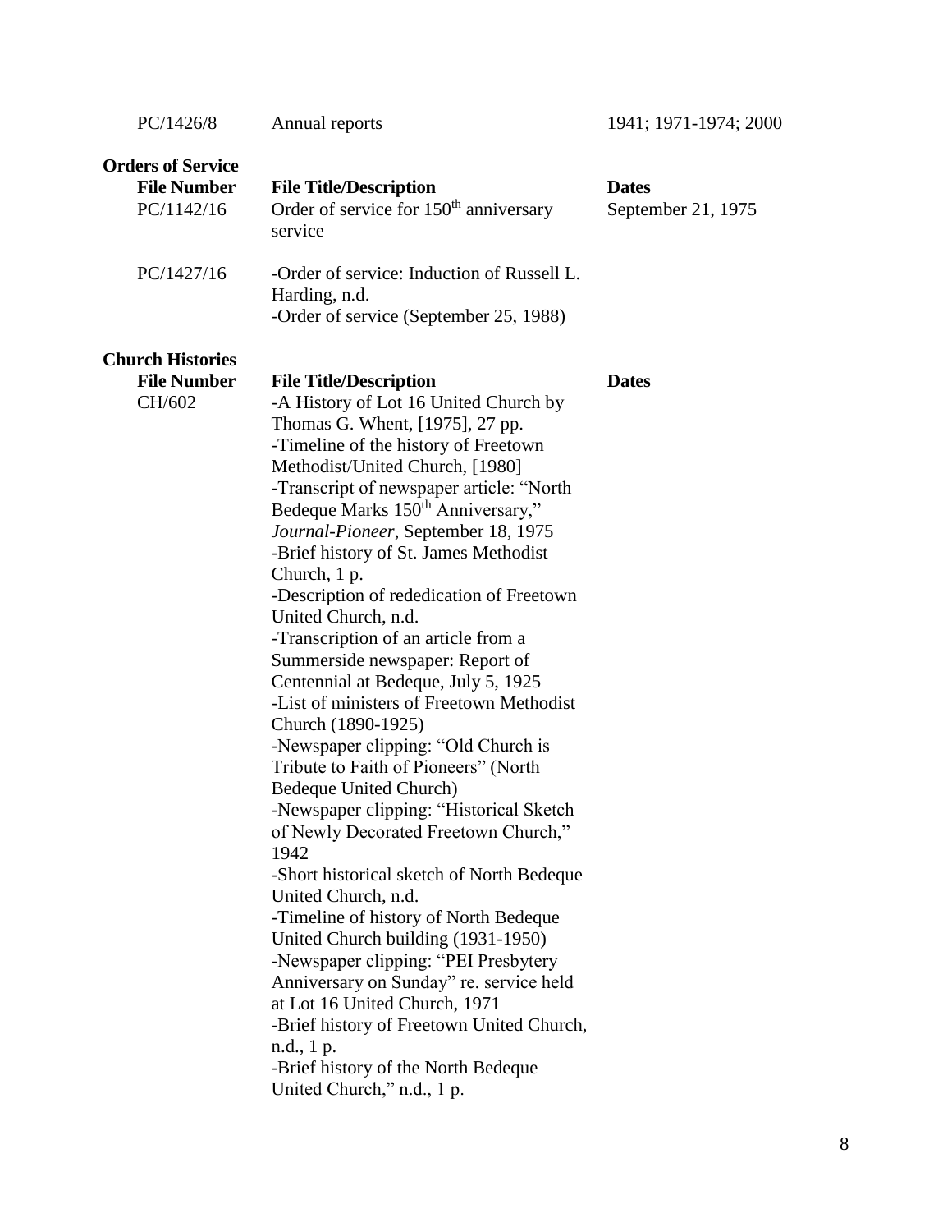| | | |
|---|---|---|
| PC/1426/8 | Annual reports | 1941; 1971-1974; 2000 |

**Orders of Service**

| File Number | File Title/Description | Dates |
|---|---|---|
| PC/1142/16 | Order of service for 150th anniversary service | September 21, 1975 |
| PC/1427/16 | -Order of service: Induction of Russell L. Harding, n.d.<br>-Order of service (September 25, 1988) | |

**Church Histories**

| File Number | File Title/Description | Dates |
|---|---|---|
| CH/602 | -A History of Lot 16 United Church by Thomas G. Whent, [1975], 27 pp.<br>-Timeline of the history of Freetown Methodist/United Church, [1980]<br>-Transcript of newspaper article: "North Bedeque Marks 150th Anniversary," *Journal-Pioneer*, September 18, 1975<br>-Brief history of St. James Methodist Church, 1 p.<br>-Description of rededication of Freetown United Church, n.d.<br>-Transcription of an article from a Summerside newspaper: Report of Centennial at Bedeque, July 5, 1925<br>-List of ministers of Freetown Methodist Church (1890-1925)<br>-Newspaper clipping: "Old Church is Tribute to Faith of Pioneers" (North Bedeque United Church)<br>-Newspaper clipping: "Historical Sketch of Newly Decorated Freetown Church," 1942<br>-Short historical sketch of North Bedeque United Church, n.d.<br>-Timeline of history of North Bedeque United Church building (1931-1950)<br>-Newspaper clipping: "PEI Presbytery Anniversary on Sunday" re. service held at Lot 16 United Church, 1971<br>-Brief history of Freetown United Church, n.d., 1 p.<br>-Brief history of the North Bedeque United Church," n.d., 1 p. | |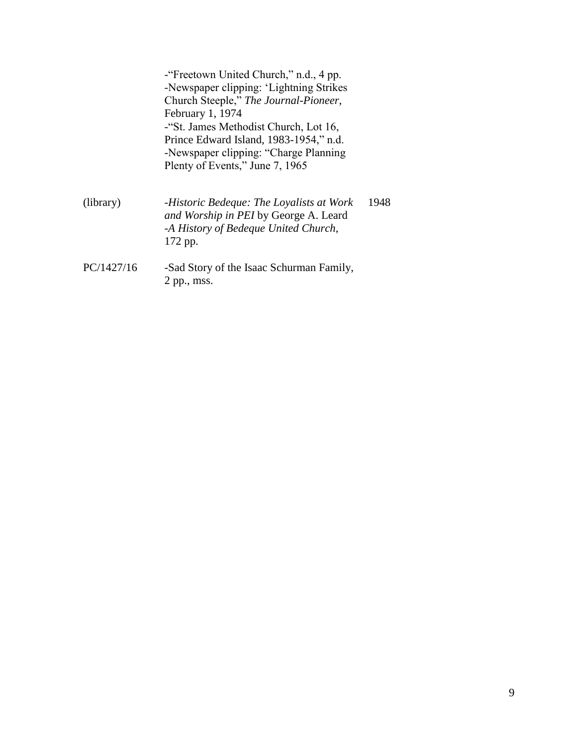| | | |
|---|---|---|
| | -"Freetown United Church," n.d., 4 pp.<br>-Newspaper clipping: 'Lightning Strikes Church Steeple," *The Journal-Pioneer*, February 1, 1974<br>-"St. James Methodist Church, Lot 16, Prince Edward Island, 1983-1954," n.d.<br>-Newspaper clipping: "Charge Planning Plenty of Events," June 7, 1965 | |
| (library) | -*Historic Bedeque: The Loyalists at Work and Worship in PEI* by George A. Leard<br>-*A History of Bedeque United Church*, 172 pp. | 1948 |
| PC/1427/16 | -Sad Story of the Isaac Schurman Family, 2 pp., mss. | |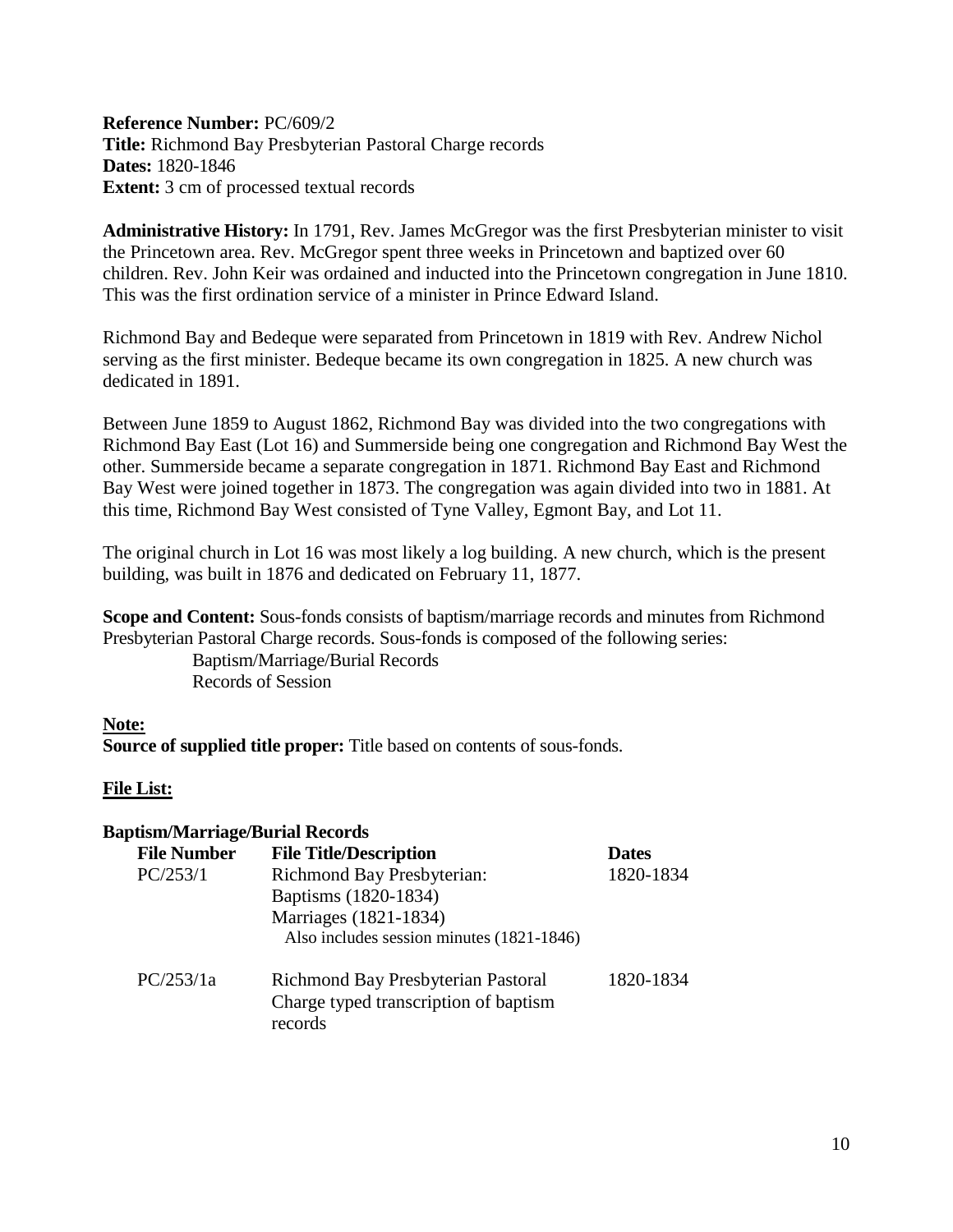**Reference Number:** PC/609/2
**Title:** Richmond Bay Presbyterian Pastoral Charge records
**Dates:** 1820-1846
**Extent:** 3 cm of processed textual records

**Administrative History:** In 1791, Rev. James McGregor was the first Presbyterian minister to visit the Princetown area. Rev. McGregor spent three weeks in Princetown and baptized over 60 children. Rev. John Keir was ordained and inducted into the Princetown congregation in June 1810. This was the first ordination service of a minister in Prince Edward Island.

Richmond Bay and Bedeque were separated from Princetown in 1819 with Rev. Andrew Nichol serving as the first minister. Bedeque became its own congregation in 1825. A new church was dedicated in 1891.

Between June 1859 to August 1862, Richmond Bay was divided into the two congregations with Richmond Bay East (Lot 16) and Summerside being one congregation and Richmond Bay West the other. Summerside became a separate congregation in 1871. Richmond Bay East and Richmond Bay West were joined together in 1873. The congregation was again divided into two in 1881. At this time, Richmond Bay West consisted of Tyne Valley, Egmont Bay, and Lot 11.

The original church in Lot 16 was most likely a log building. A new church, which is the present building, was built in 1876 and dedicated on February 11, 1877.

**Scope and Content:** Sous-fonds consists of baptism/marriage records and minutes from Richmond Presbyterian Pastoral Charge records. Sous-fonds is composed of the following series:

Baptism/Marriage/Burial Records
Records of Session

**Note:**
**Source of supplied title proper:** Title based on contents of sous-fonds.

**File List:**

**Baptism/Marriage/Burial Records**

| File Number | File Title/Description | Dates |
|---|---|---|
| PC/253/1 | Richmond Bay Presbyterian: Baptisms (1820-1834) Marriages (1821-1834) Also includes session minutes (1821-1846) | 1820-1834 |
| PC/253/1a | Richmond Bay Presbyterian Pastoral Charge typed transcription of baptism records | 1820-1834 |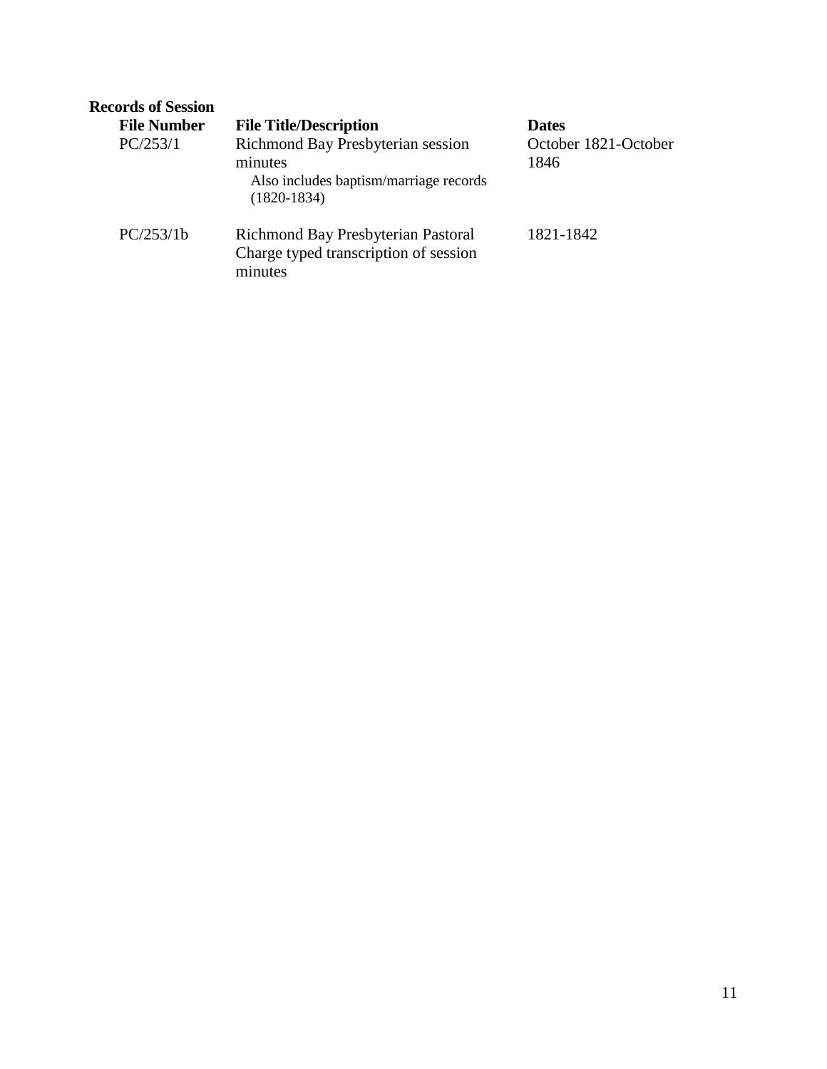**Records of Session**

| File Number | File Title/Description | Dates |
|---|---|---|
| PC/253/1 | Richmond Bay Presbyterian session minutes<br>Also includes baptism/marriage records (1820-1834) | October 1821-October 1846 |
| PC/253/1b | Richmond Bay Presbyterian Pastoral Charge typed transcription of session minutes | 1821-1842 |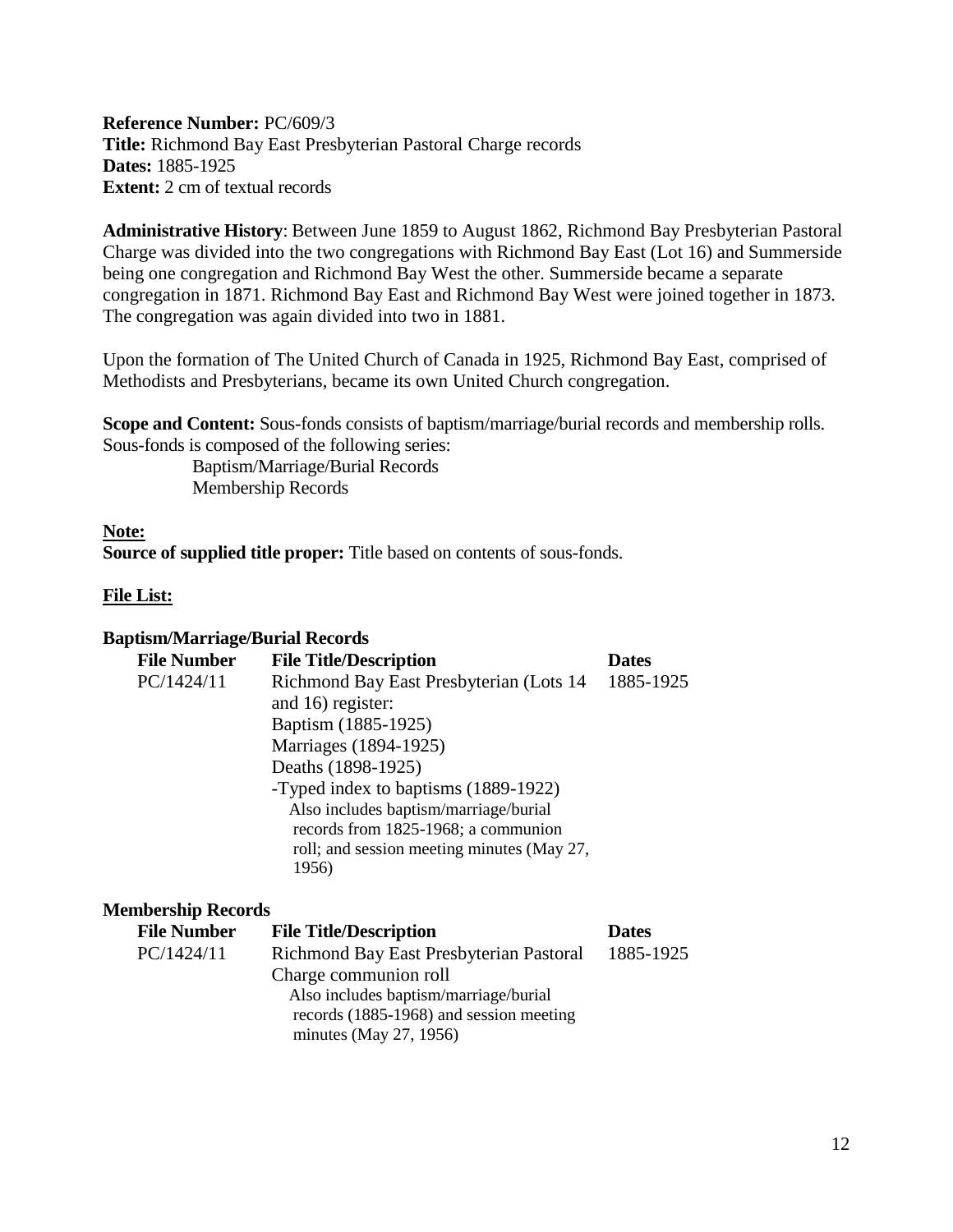**Reference Number:** PC/609/3
**Title:** Richmond Bay East Presbyterian Pastoral Charge records
**Dates:** 1885-1925
**Extent:** 2 cm of textual records

**Administrative History**: Between June 1859 to August 1862, Richmond Bay Presbyterian Pastoral Charge was divided into the two congregations with Richmond Bay East (Lot 16) and Summerside being one congregation and Richmond Bay West the other. Summerside became a separate congregation in 1871. Richmond Bay East and Richmond Bay West were joined together in 1873. The congregation was again divided into two in 1881.

Upon the formation of The United Church of Canada in 1925, Richmond Bay East, comprised of Methodists and Presbyterians, became its own United Church congregation.

**Scope and Content:** Sous-fonds consists of baptism/marriage/burial records and membership rolls. Sous-fonds is composed of the following series:

- Baptism/Marriage/Burial Records
- Membership Records

**Note:**

**Source of supplied title proper:** Title based on contents of sous-fonds.

**File List:**

**Baptism/Marriage/Burial Records**

| File Number | File Title/Description | Dates |
|---|---|---|
| PC/1424/11 | Richmond Bay East Presbyterian (Lots 14 and 16) register:<br>Baptism (1885-1925)<br>Marriages (1894-1925)<br>Deaths (1898-1925)<br>-Typed index to baptisms (1889-1922)<br>Also includes baptism/marriage/burial records from 1825-1968; a communion roll; and session meeting minutes (May 27, 1956) | 1885-1925 |

**Membership Records**

| File Number | File Title/Description | Dates |
|---|---|---|
| PC/1424/11 | Richmond Bay East Presbyterian Pastoral Charge communion roll<br>Also includes baptism/marriage/burial records (1885-1968) and session meeting minutes (May 27, 1956) | 1885-1925 |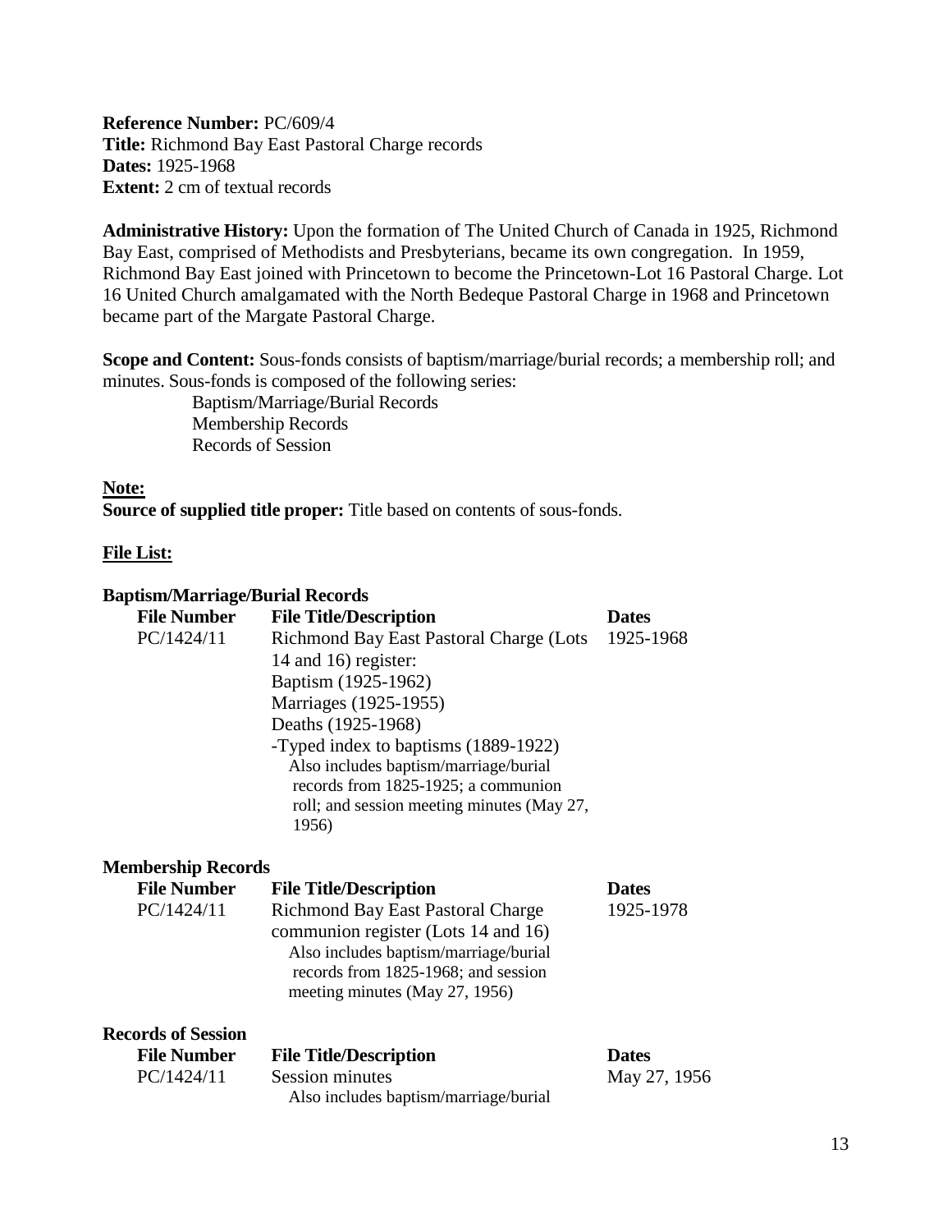**Reference Number:** PC/609/4
**Title:** Richmond Bay East Pastoral Charge records
**Dates:** 1925-1968
**Extent:** 2 cm of textual records

**Administrative History:** Upon the formation of The United Church of Canada in 1925, Richmond Bay East, comprised of Methodists and Presbyterians, became its own congregation. In 1959, Richmond Bay East joined with Princetown to become the Princetown-Lot 16 Pastoral Charge. Lot 16 United Church amalgamated with the North Bedeque Pastoral Charge in 1968 and Princetown became part of the Margate Pastoral Charge.

**Scope and Content:** Sous-fonds consists of baptism/marriage/burial records; a membership roll; and minutes. Sous-fonds is composed of the following series:

Baptism/Marriage/Burial Records
Membership Records
Records of Session

**Note:**
**Source of supplied title proper:** Title based on contents of sous-fonds.

**File List:**

**Baptism/Marriage/Burial Records**

| File Number | File Title/Description | Dates |
|---|---|---|
| PC/1424/11 | Richmond Bay East Pastoral Charge (Lots 14 and 16) register:<br>Baptism (1925-1962)<br>Marriages (1925-1955)<br>Deaths (1925-1968)<br>-Typed index to baptisms (1889-1922)<br>Also includes baptism/marriage/burial records from 1825-1925; a communion roll; and session meeting minutes (May 27, 1956) | 1925-1968 |

**Membership Records**

| File Number | File Title/Description | Dates |
|---|---|---|
| PC/1424/11 | Richmond Bay East Pastoral Charge communion register (Lots 14 and 16)<br>Also includes baptism/marriage/burial records from 1825-1968; and session meeting minutes (May 27, 1956) | 1925-1978 |

**Records of Session**

| File Number | File Title/Description | Dates |
|---|---|---|
| PC/1424/11 | Session minutes<br>Also includes baptism/marriage/burial | May 27, 1956 |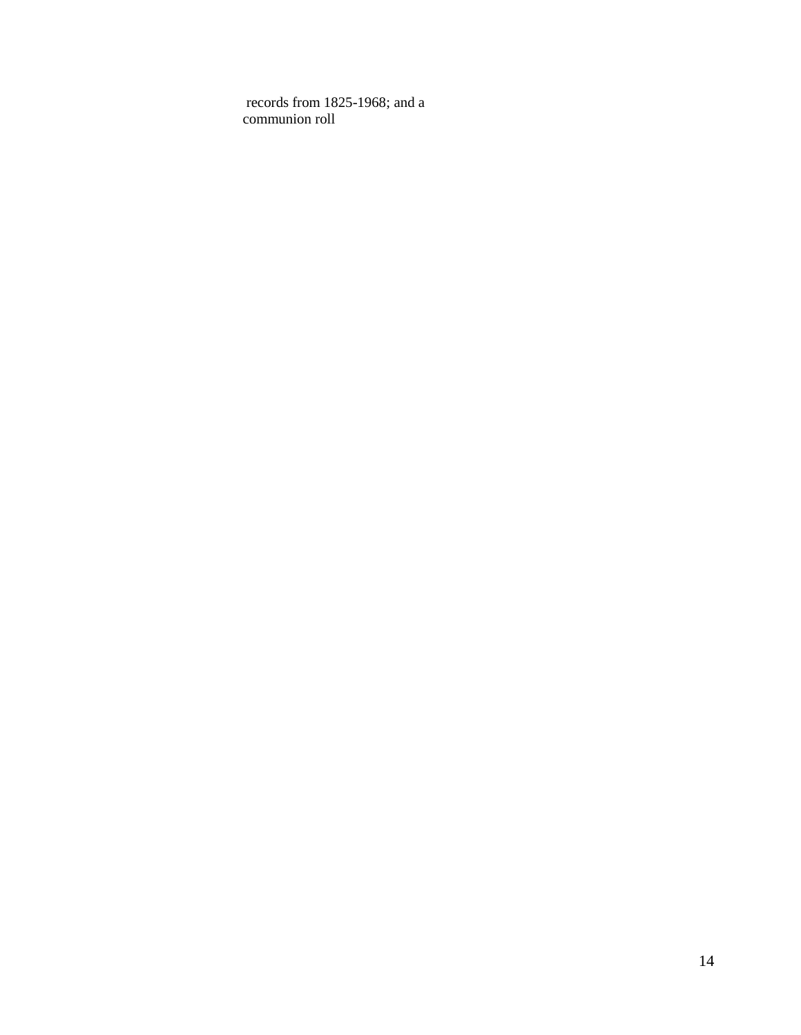records from 1825-1968; and a communion roll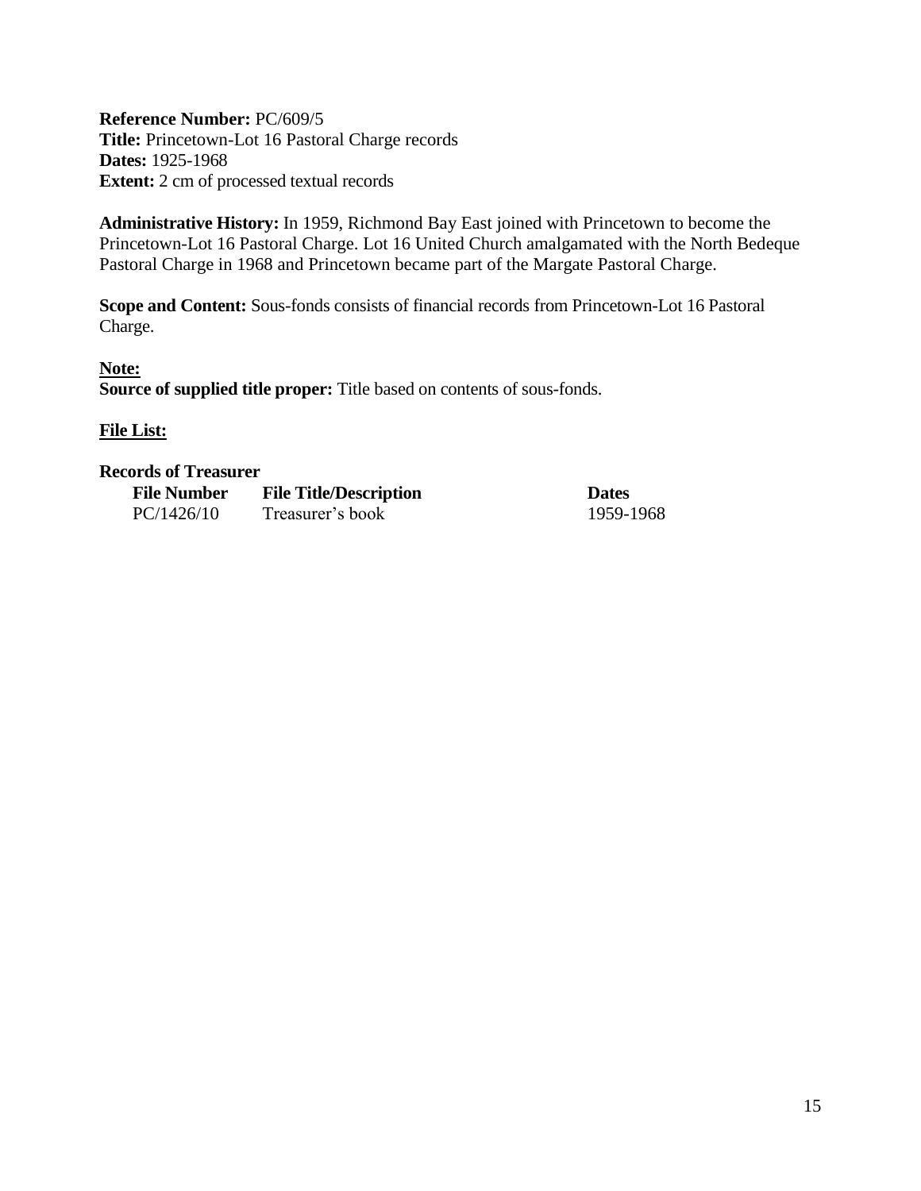**Reference Number:** PC/609/5
**Title:** Princetown-Lot 16 Pastoral Charge records
**Dates:** 1925-1968
**Extent:** 2 cm of processed textual records

**Administrative History:** In 1959, Richmond Bay East joined with Princetown to become the Princetown-Lot 16 Pastoral Charge. Lot 16 United Church amalgamated with the North Bedeque Pastoral Charge in 1968 and Princetown became part of the Margate Pastoral Charge.

**Scope and Content:** Sous-fonds consists of financial records from Princetown-Lot 16 Pastoral Charge.

**Note:**
**Source of supplied title proper:** Title based on contents of sous-fonds.

**File List:**

**Records of Treasurer**

| File Number | File Title/Description | Dates |
|---|---|---|
| PC/1426/10 | Treasurer's book | 1959-1968 |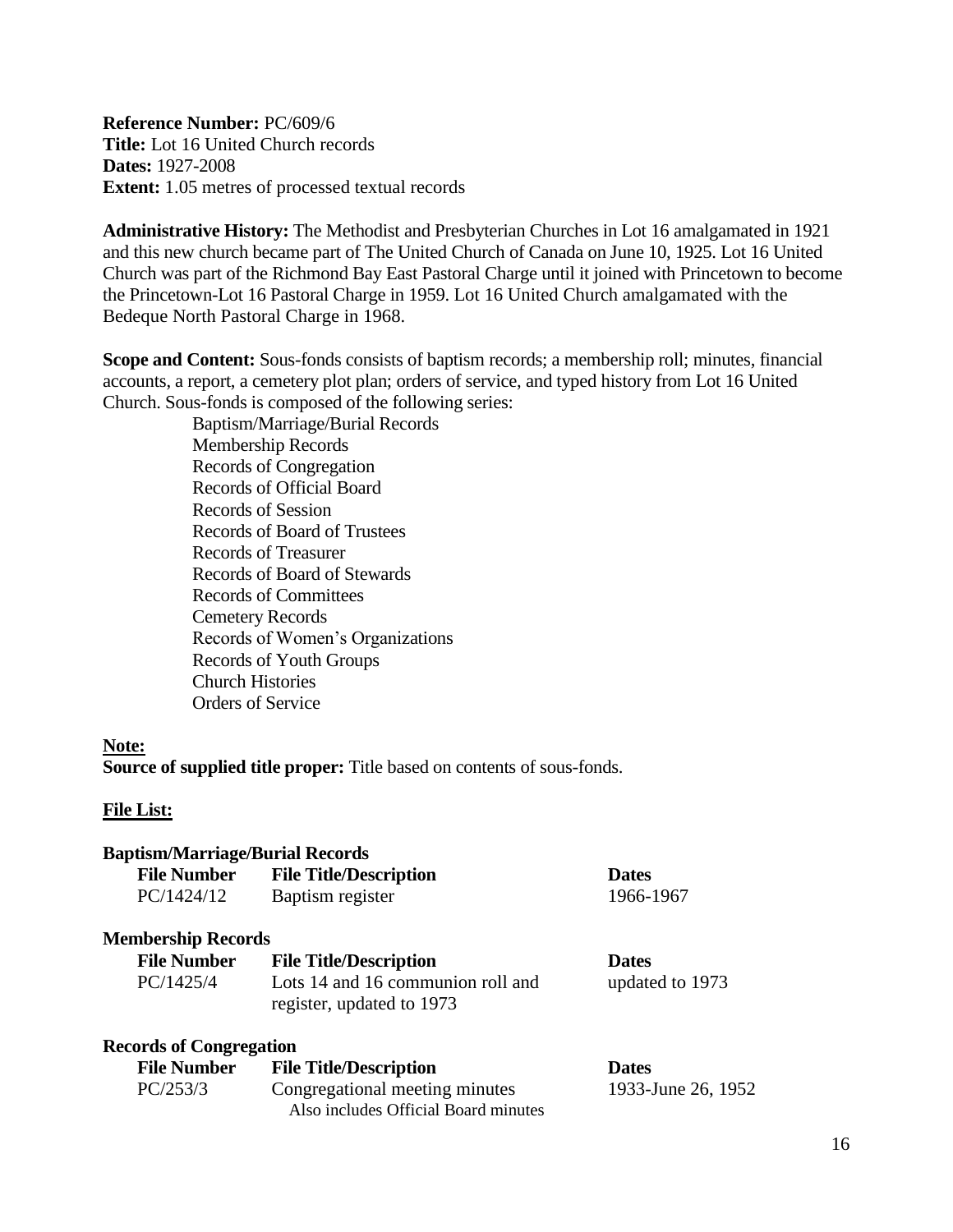**Reference Number:** PC/609/6
**Title:** Lot 16 United Church records
**Dates:** 1927-2008
**Extent:** 1.05 metres of processed textual records

**Administrative History:** The Methodist and Presbyterian Churches in Lot 16 amalgamated in 1921 and this new church became part of The United Church of Canada on June 10, 1925. Lot 16 United Church was part of the Richmond Bay East Pastoral Charge until it joined with Princetown to become the Princetown-Lot 16 Pastoral Charge in 1959. Lot 16 United Church amalgamated with the Bedeque North Pastoral Charge in 1968.

**Scope and Content:** Sous-fonds consists of baptism records; a membership roll; minutes, financial accounts, a report, a cemetery plot plan; orders of service, and typed history from Lot 16 United Church. Sous-fonds is composed of the following series:

- Baptism/Marriage/Burial Records
- Membership Records
- Records of Congregation
- Records of Official Board
- Records of Session
- Records of Board of Trustees
- Records of Treasurer
- Records of Board of Stewards
- Records of Committees
- Cemetery Records
- Records of Women's Organizations
- Records of Youth Groups
- Church Histories
- Orders of Service

**Note:**
**Source of supplied title proper:** Title based on contents of sous-fonds.

**File List:**

**Baptism/Marriage/Burial Records**

| File Number | File Title/Description | Dates |
| --- | --- | --- |
| PC/1424/12 | Baptism register | 1966-1967 |

**Membership Records**

| File Number | File Title/Description | Dates |
| --- | --- | --- |
| PC/1425/4 | Lots 14 and 16 communion roll and register, updated to 1973 | updated to 1973 |

**Records of Congregation**

| File Number | File Title/Description | Dates |
| --- | --- | --- |
| PC/253/3 | Congregational meeting minutes<br>Also includes Official Board minutes | 1933-June 26, 1952 |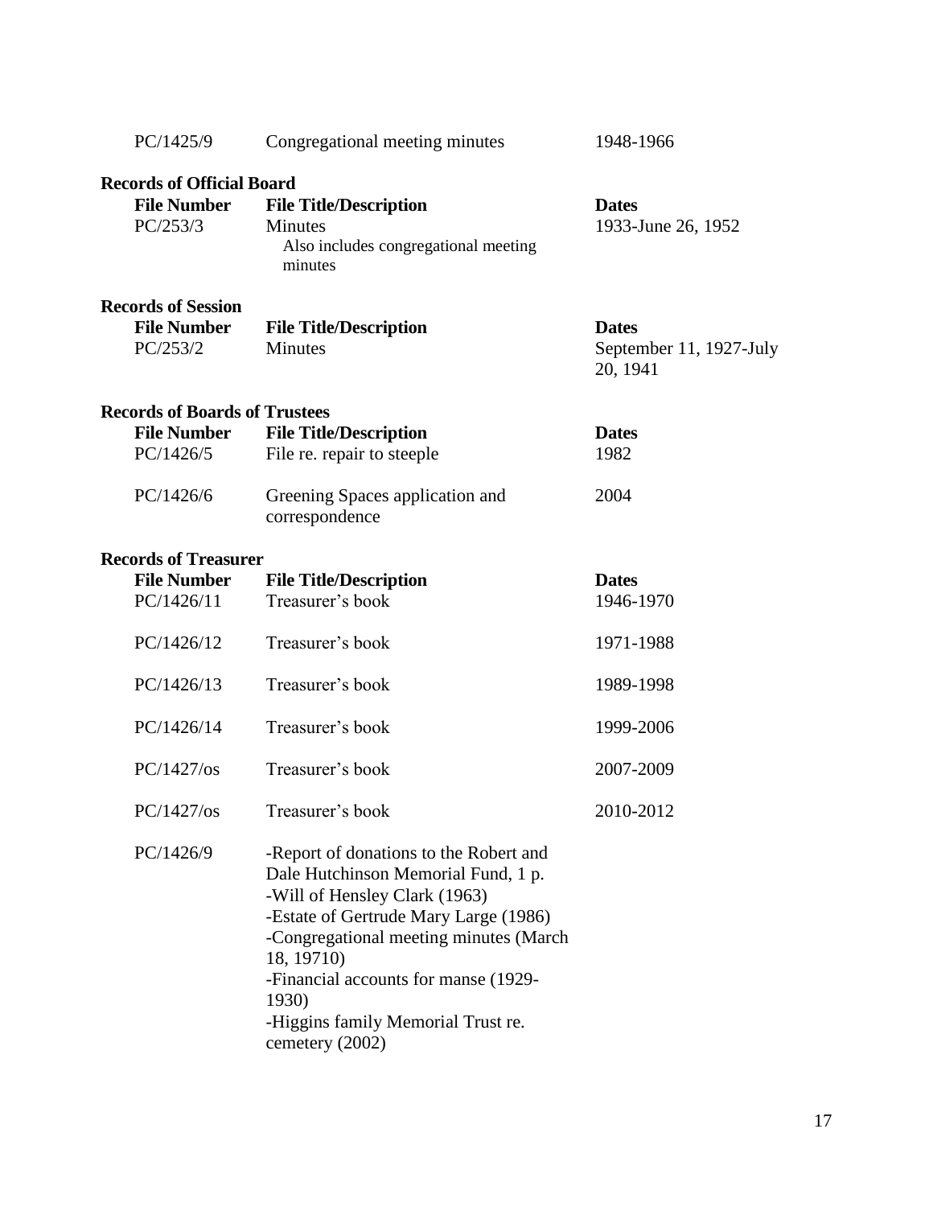| | | |
|---|---|---|
| PC/1425/9 | Congregational meeting minutes | 1948-1966 |

**Records of Official Board**

| File Number | File Title/Description | Dates |
|---|---|---|
| PC/253/3 | Minutes<br>Also includes congregational meeting minutes | 1933-June 26, 1952 |

**Records of Session**

| File Number | File Title/Description | Dates |
|---|---|---|
| PC/253/2 | Minutes | September 11, 1927-July 20, 1941 |

**Records of Boards of Trustees**

| File Number | File Title/Description | Dates |
|---|---|---|
| PC/1426/5 | File re. repair to steeple | 1982 |
| PC/1426/6 | Greening Spaces application and correspondence | 2004 |

**Records of Treasurer**

| File Number | File Title/Description | Dates |
|---|---|---|
| PC/1426/11 | Treasurer's book | 1946-1970 |
| PC/1426/12 | Treasurer's book | 1971-1988 |
| PC/1426/13 | Treasurer's book | 1989-1998 |
| PC/1426/14 | Treasurer's book | 1999-2006 |
| PC/1427/os | Treasurer's book | 2007-2009 |
| PC/1427/os | Treasurer's book | 2010-2012 |
| PC/1426/9 | -Report of donations to the Robert and Dale Hutchinson Memorial Fund, 1 p.<br>-Will of Hensley Clark (1963)<br>-Estate of Gertrude Mary Large (1986)<br>-Congregational meeting minutes (March 18, 19710)<br>-Financial accounts for manse (1929-1930)<br>-Higgins family Memorial Trust re. cemetery (2002) | |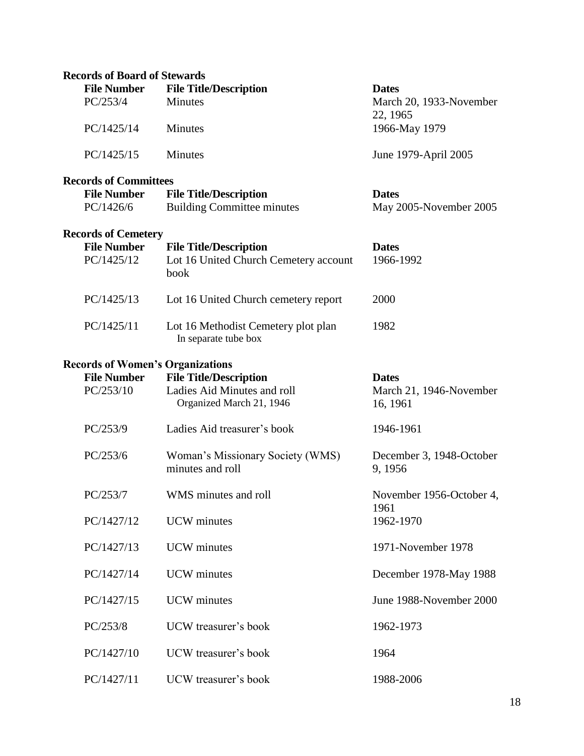### Records of Board of Stewards

| File Number | File Title/Description | Dates |
|---|---|---|
| PC/253/4 | Minutes | March 20, 1933-November 22, 1965 |
| PC/1425/14 | Minutes | 1966-May 1979 |
| PC/1425/15 | Minutes | June 1979-April 2005 |

### Records of Committees

| File Number | File Title/Description | Dates |
|---|---|---|
| PC/1426/6 | Building Committee minutes | May 2005-November 2005 |

### Records of Cemetery

| File Number | File Title/Description | Dates |
|---|---|---|
| PC/1425/12 | Lot 16 United Church Cemetery account book | 1966-1992 |
| PC/1425/13 | Lot 16 United Church cemetery report | 2000 |
| PC/1425/11 | Lot 16 Methodist Cemetery plot plan<br>In separate tube box | 1982 |

### Records of Women's Organizations

| File Number | File Title/Description | Dates |
|---|---|---|
| PC/253/10 | Ladies Aid Minutes and roll<br>Organized March 21, 1946 | March 21, 1946-November 16, 1961 |
| PC/253/9 | Ladies Aid treasurer's book | 1946-1961 |
| PC/253/6 | Woman's Missionary Society (WMS) minutes and roll | December 3, 1948-October 9, 1956 |
| PC/253/7 | WMS minutes and roll | November 1956-October 4, 1961 |
| PC/1427/12 | UCW minutes | 1962-1970 |
| PC/1427/13 | UCW minutes | 1971-November 1978 |
| PC/1427/14 | UCW minutes | December 1978-May 1988 |
| PC/1427/15 | UCW minutes | June 1988-November 2000 |
| PC/253/8 | UCW treasurer's book | 1962-1973 |
| PC/1427/10 | UCW treasurer's book | 1964 |
| PC/1427/11 | UCW treasurer's book | 1988-2006 |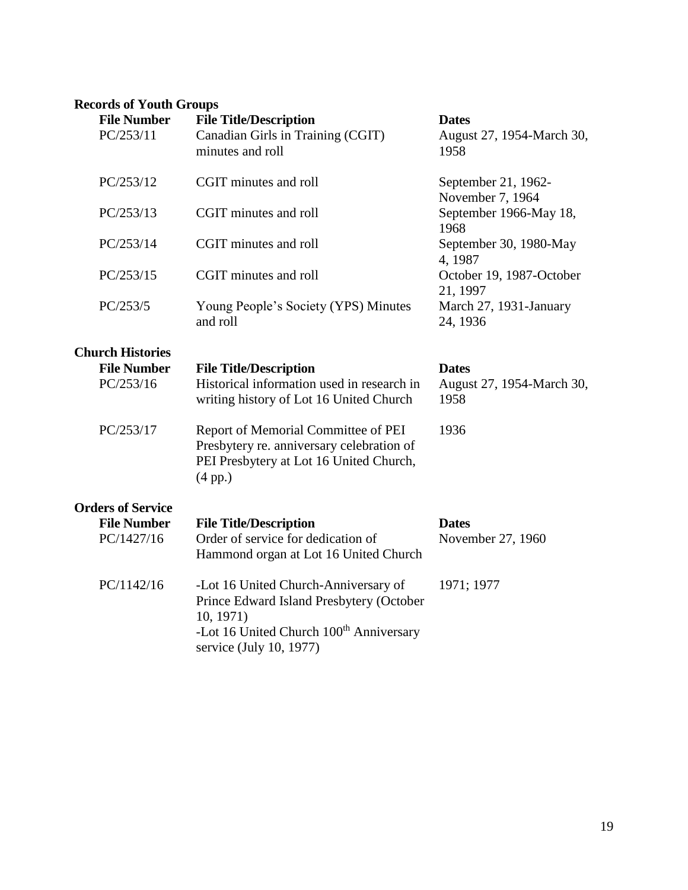## Records of Youth Groups

| File Number | File Title/Description | Dates |
|---|---|---|
| PC/253/11 | Canadian Girls in Training (CGIT) minutes and roll | August 27, 1954-March 30, 1958 |
| PC/253/12 | CGIT minutes and roll | September 21, 1962-November 7, 1964 |
| PC/253/13 | CGIT minutes and roll | September 1966-May 18, 1968 |
| PC/253/14 | CGIT minutes and roll | September 30, 1980-May 4, 1987 |
| PC/253/15 | CGIT minutes and roll | October 19, 1987-October 21, 1997 |
| PC/253/5 | Young People's Society (YPS) Minutes and roll | March 27, 1931-January 24, 1936 |

## Church Histories

| File Number | File Title/Description | Dates |
|---|---|---|
| PC/253/16 | Historical information used in research in writing history of Lot 16 United Church | August 27, 1954-March 30, 1958 |
| PC/253/17 | Report of Memorial Committee of PEI Presbytery re. anniversary celebration of PEI Presbytery at Lot 16 United Church, (4 pp.) | 1936 |

## Orders of Service

| File Number | File Title/Description | Dates |
|---|---|---|
| PC/1427/16 | Order of service for dedication of Hammond organ at Lot 16 United Church | November 27, 1960 |
| PC/1142/16 | -Lot 16 United Church-Anniversary of Prince Edward Island Presbytery (October 10, 1971)<br>-Lot 16 United Church 100th Anniversary service (July 10, 1977) | 1971; 1977 |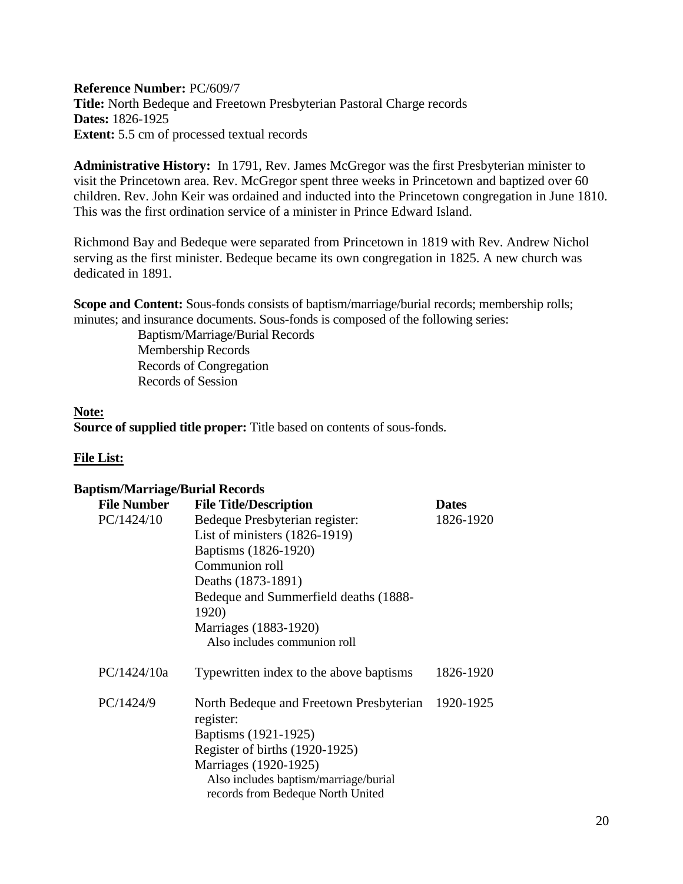**Reference Number:** PC/609/7
**Title:** North Bedeque and Freetown Presbyterian Pastoral Charge records
**Dates:** 1826-1925
**Extent:** 5.5 cm of processed textual records

**Administrative History:** In 1791, Rev. James McGregor was the first Presbyterian minister to visit the Princetown area. Rev. McGregor spent three weeks in Princetown and baptized over 60 children. Rev. John Keir was ordained and inducted into the Princetown congregation in June 1810. This was the first ordination service of a minister in Prince Edward Island.

Richmond Bay and Bedeque were separated from Princetown in 1819 with Rev. Andrew Nichol serving as the first minister. Bedeque became its own congregation in 1825. A new church was dedicated in 1891.

**Scope and Content:** Sous-fonds consists of baptism/marriage/burial records; membership rolls; minutes; and insurance documents. Sous-fonds is composed of the following series:

- Baptism/Marriage/Burial Records
- Membership Records
- Records of Congregation
- Records of Session

**Note:**

**Source of supplied title proper:** Title based on contents of sous-fonds.

**File List:**

**Baptism/Marriage/Burial Records**

| File Number | File Title/Description | Dates |
|---|---|---|
| PC/1424/10 | Bedeque Presbyterian register:<br>List of ministers (1826-1919)<br>Baptisms (1826-1920)<br>Communion roll<br>Deaths (1873-1891)<br>Bedeque and Summerfield deaths (1888-1920)<br>Marriages (1883-1920)<br>Also includes communion roll | 1826-1920 |
| PC/1424/10a | Typewritten index to the above baptisms | 1826-1920 |
| PC/1424/9 | North Bedeque and Freetown Presbyterian register:<br>Baptisms (1921-1925)<br>Register of births (1920-1925)<br>Marriages (1920-1925)<br>Also includes baptism/marriage/burial records from Bedeque North United | 1920-1925 |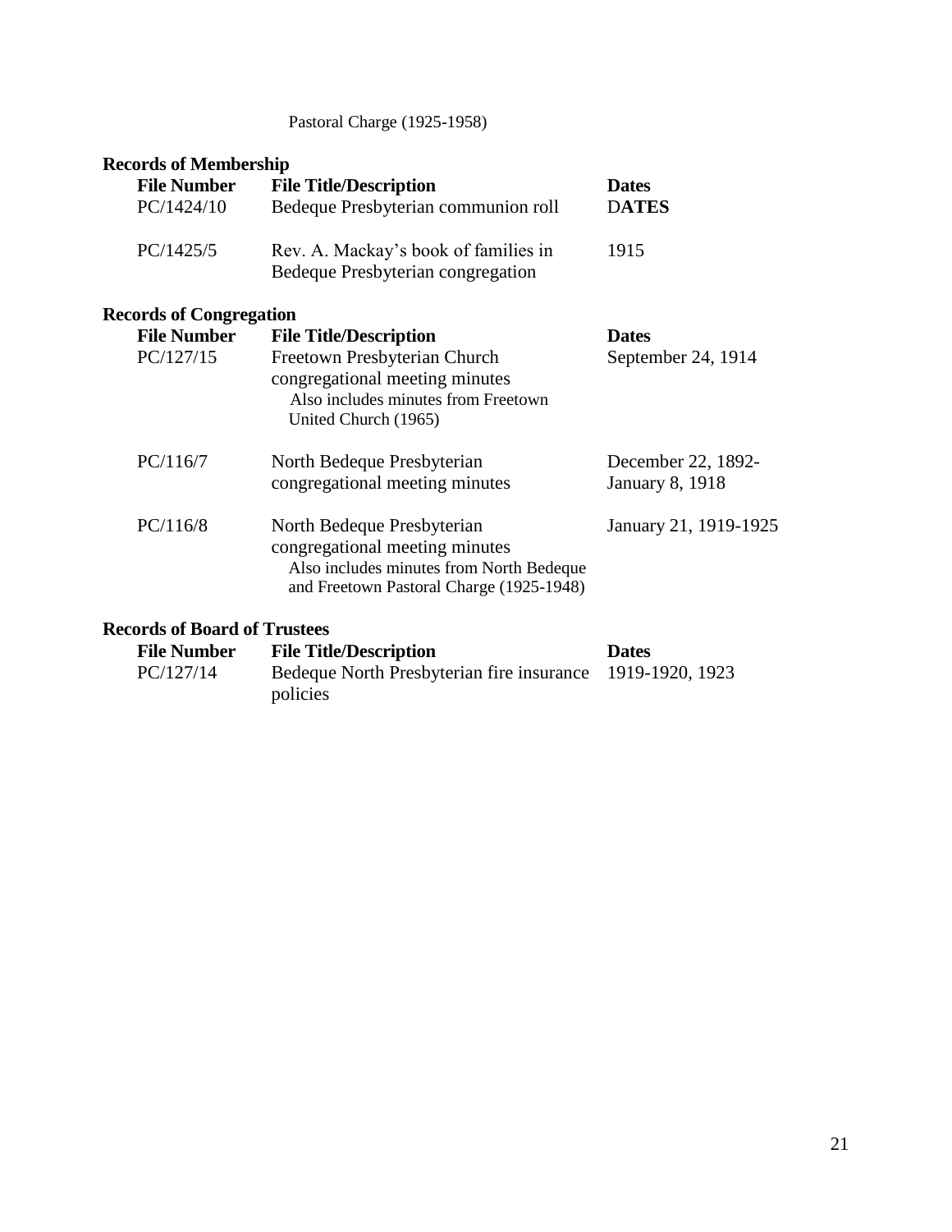Pastoral Charge (1925-1958)

**Records of Membership**

| File Number | File Title/Description | Dates |
|---|---|---|
| PC/1424/10 | Bedeque Presbyterian communion roll | DATES |
| PC/1425/5 | Rev. A. Mackay's book of families in Bedeque Presbyterian congregation | 1915 |

**Records of Congregation**

| File Number | File Title/Description | Dates |
|---|---|---|
| PC/127/15 | Freetown Presbyterian Church congregational meeting minutes<br>Also includes minutes from Freetown United Church (1965) | September 24, 1914 |
| PC/116/7 | North Bedeque Presbyterian congregational meeting minutes | December 22, 1892-January 8, 1918 |
| PC/116/8 | North Bedeque Presbyterian congregational meeting minutes<br>Also includes minutes from North Bedeque and Freetown Pastoral Charge (1925-1948) | January 21, 1919-1925 |

**Records of Board of Trustees**

| File Number | File Title/Description | Dates |
|---|---|---|
| PC/127/14 | Bedeque North Presbyterian fire insurance policies | 1919-1920, 1923 |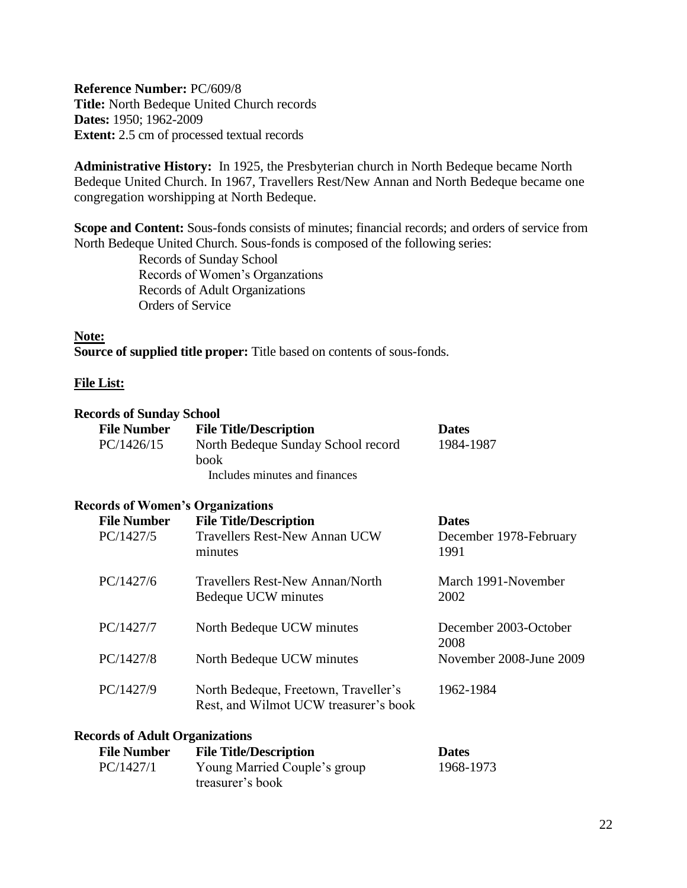**Reference Number:** PC/609/8
**Title:** North Bedeque United Church records
**Dates:** 1950; 1962-2009
**Extent:** 2.5 cm of processed textual records

**Administrative History:** In 1925, the Presbyterian church in North Bedeque became North Bedeque United Church. In 1967, Travellers Rest/New Annan and North Bedeque became one congregation worshipping at North Bedeque.

**Scope and Content:** Sous-fonds consists of minutes; financial records; and orders of service from North Bedeque United Church. Sous-fonds is composed of the following series:

- Records of Sunday School
- Records of Women's Organzations
- Records of Adult Organizations
- Orders of Service

**Note:**
**Source of supplied title proper:** Title based on contents of sous-fonds.

**File List:**

**Records of Sunday School**

| File Number | File Title/Description | Dates |
|---|---|---|
| PC/1426/15 | North Bedeque Sunday School record book<br>Includes minutes and finances | 1984-1987 |

**Records of Women's Organizations**

| File Number | File Title/Description | Dates |
|---|---|---|
| PC/1427/5 | Travellers Rest-New Annan UCW minutes | December 1978-February 1991 |
| PC/1427/6 | Travellers Rest-New Annan/North Bedeque UCW minutes | March 1991-November 2002 |
| PC/1427/7 | North Bedeque UCW minutes | December 2003-October 2008 |
| PC/1427/8 | North Bedeque UCW minutes | November 2008-June 2009 |
| PC/1427/9 | North Bedeque, Freetown, Traveller's Rest, and Wilmot UCW treasurer's book | 1962-1984 |

**Records of Adult Organizations**

| File Number | File Title/Description | Dates |
|---|---|---|
| PC/1427/1 | Young Married Couple's group treasurer's book | 1968-1973 |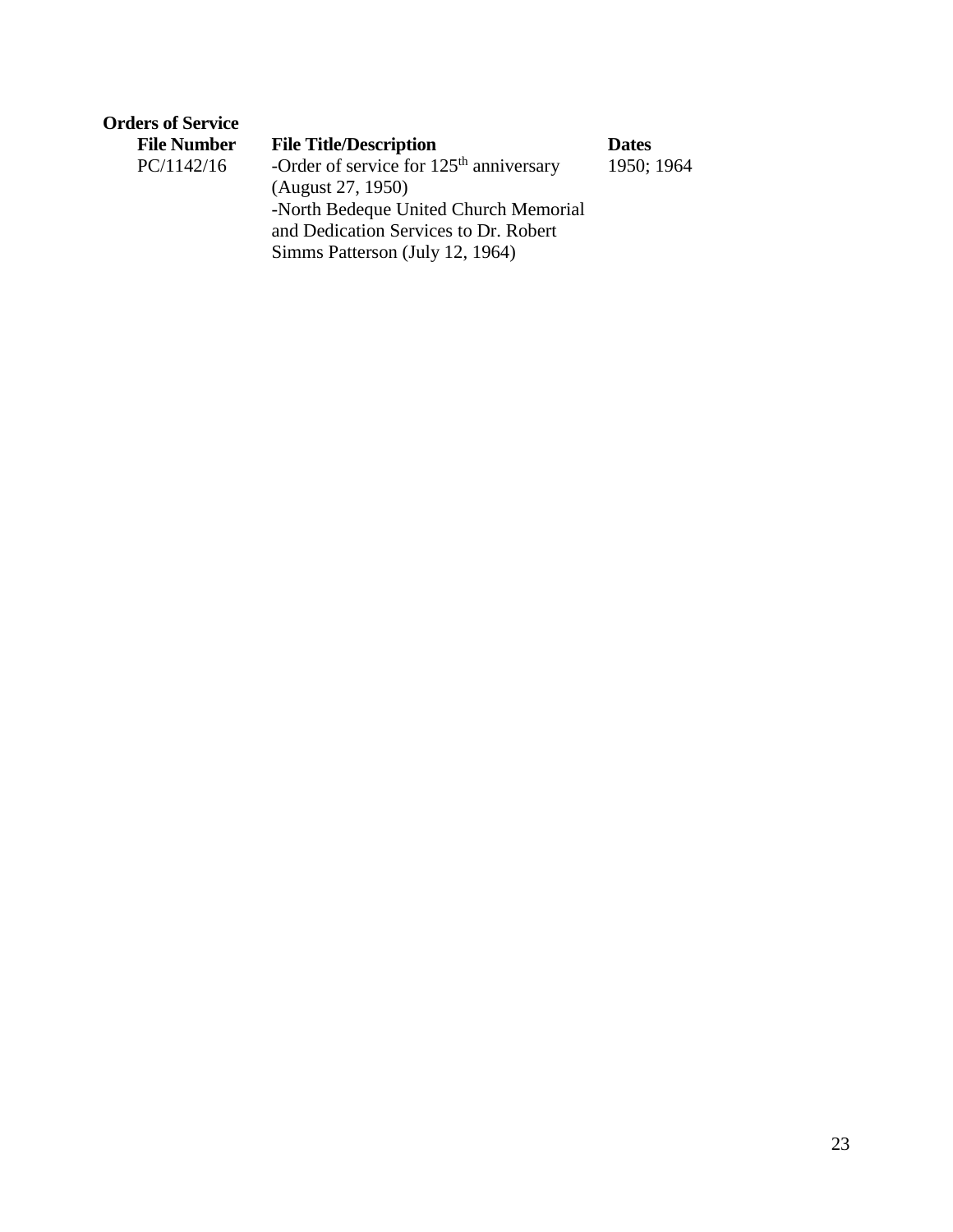**Orders of Service**

| File Number | File Title/Description | Dates |
| --- | --- | --- |
| PC/1142/16 | -Order of service for 125th anniversary (August 27, 1950)<br>-North Bedeque United Church Memorial and Dedication Services to Dr. Robert Simms Patterson (July 12, 1964) | 1950; 1964 |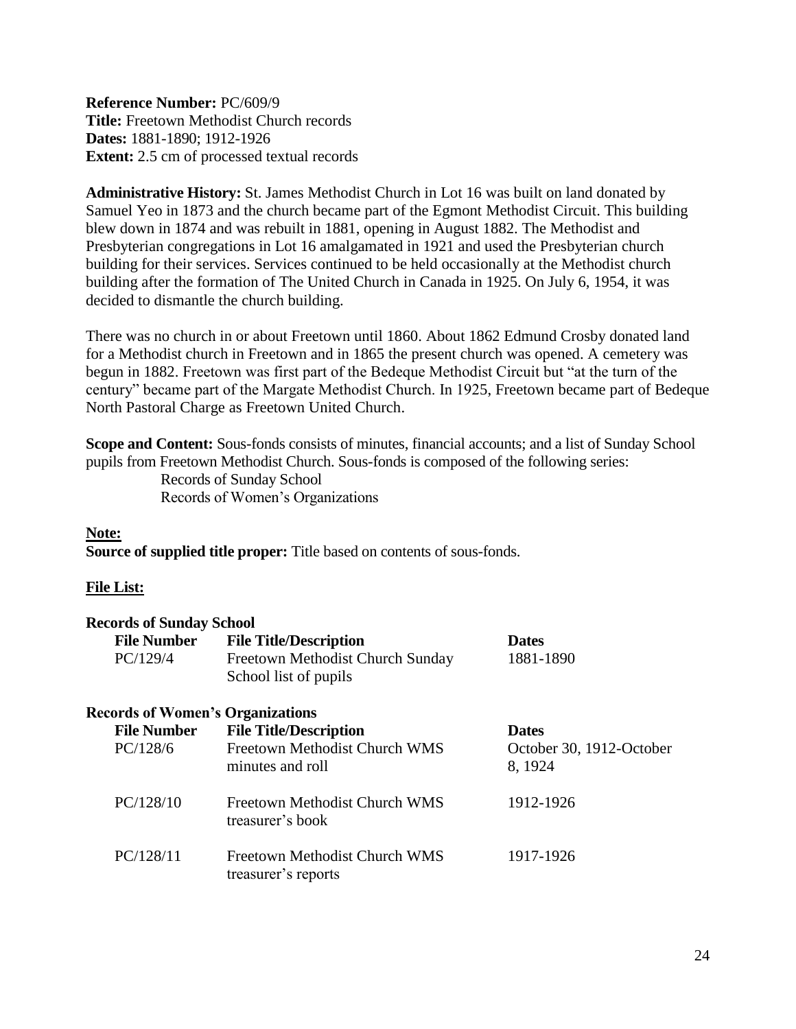**Reference Number:** PC/609/9
**Title:** Freetown Methodist Church records
**Dates:** 1881-1890; 1912-1926
**Extent:** 2.5 cm of processed textual records

**Administrative History:** St. James Methodist Church in Lot 16 was built on land donated by Samuel Yeo in 1873 and the church became part of the Egmont Methodist Circuit. This building blew down in 1874 and was rebuilt in 1881, opening in August 1882. The Methodist and Presbyterian congregations in Lot 16 amalgamated in 1921 and used the Presbyterian church building for their services. Services continued to be held occasionally at the Methodist church building after the formation of The United Church in Canada in 1925. On July 6, 1954, it was decided to dismantle the church building.

There was no church in or about Freetown until 1860. About 1862 Edmund Crosby donated land for a Methodist church in Freetown and in 1865 the present church was opened. A cemetery was begun in 1882. Freetown was first part of the Bedeque Methodist Circuit but "at the turn of the century" became part of the Margate Methodist Church. In 1925, Freetown became part of Bedeque North Pastoral Charge as Freetown United Church.

**Scope and Content:** Sous-fonds consists of minutes, financial accounts; and a list of Sunday School pupils from Freetown Methodist Church. Sous-fonds is composed of the following series:

Records of Sunday School
Records of Women's Organizations

**Note:**
**Source of supplied title proper:** Title based on contents of sous-fonds.

**File List:**

**Records of Sunday School**

| File Number | File Title/Description | Dates |
|---|---|---|
| PC/129/4 | Freetown Methodist Church Sunday School list of pupils | 1881-1890 |

**Records of Women's Organizations**

| File Number | File Title/Description | Dates |
|---|---|---|
| PC/128/6 | Freetown Methodist Church WMS minutes and roll | October 30, 1912-October 8, 1924 |
| PC/128/10 | Freetown Methodist Church WMS treasurer's book | 1912-1926 |
| PC/128/11 | Freetown Methodist Church WMS treasurer's reports | 1917-1926 |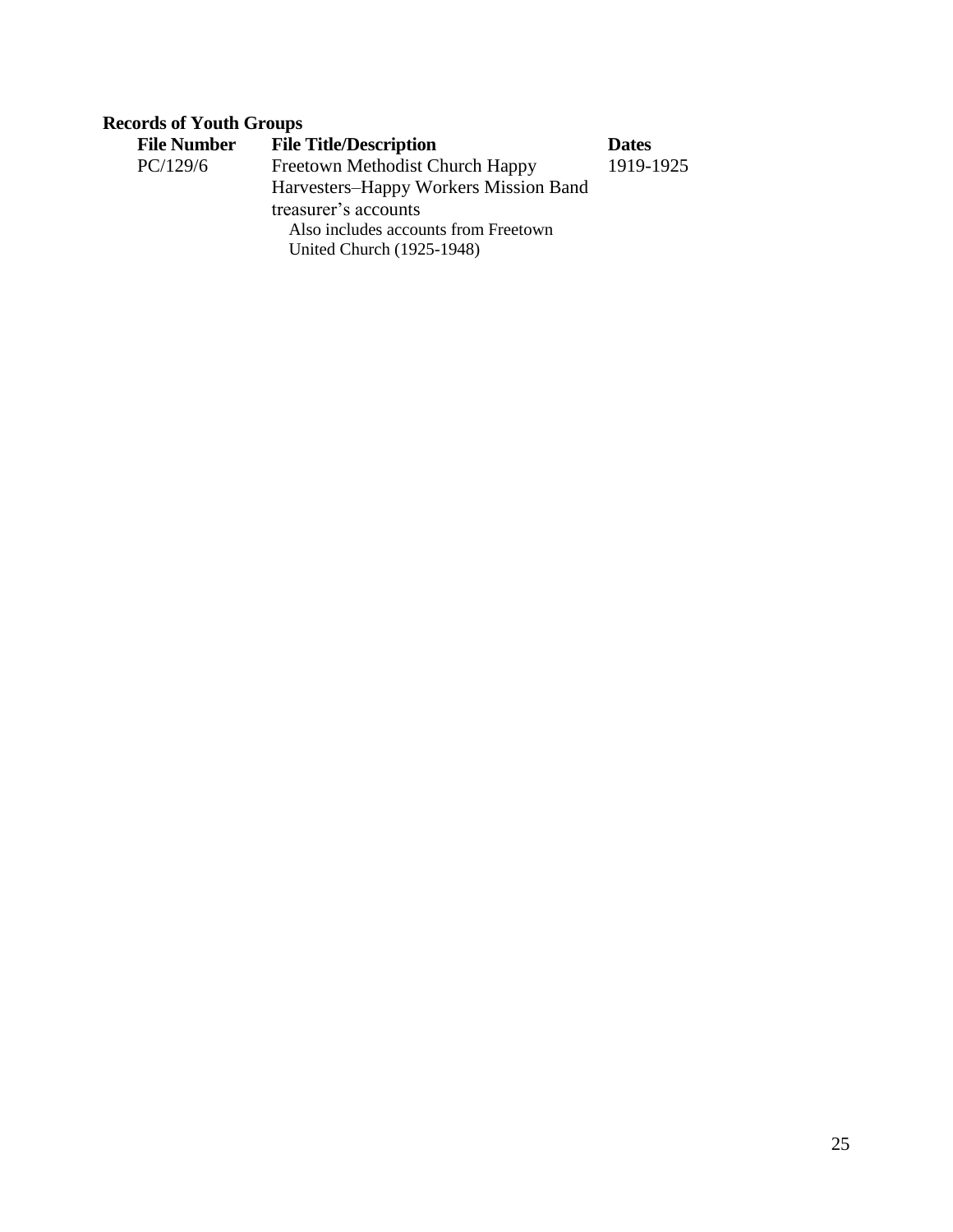**Records of Youth Groups**

| File Number | File Title/Description | Dates |
|---|---|---|
| PC/129/6 | Freetown Methodist Church Happy Harvesters–Happy Workers Mission Band treasurer's accounts<br>Also includes accounts from Freetown United Church (1925-1948) | 1919-1925 |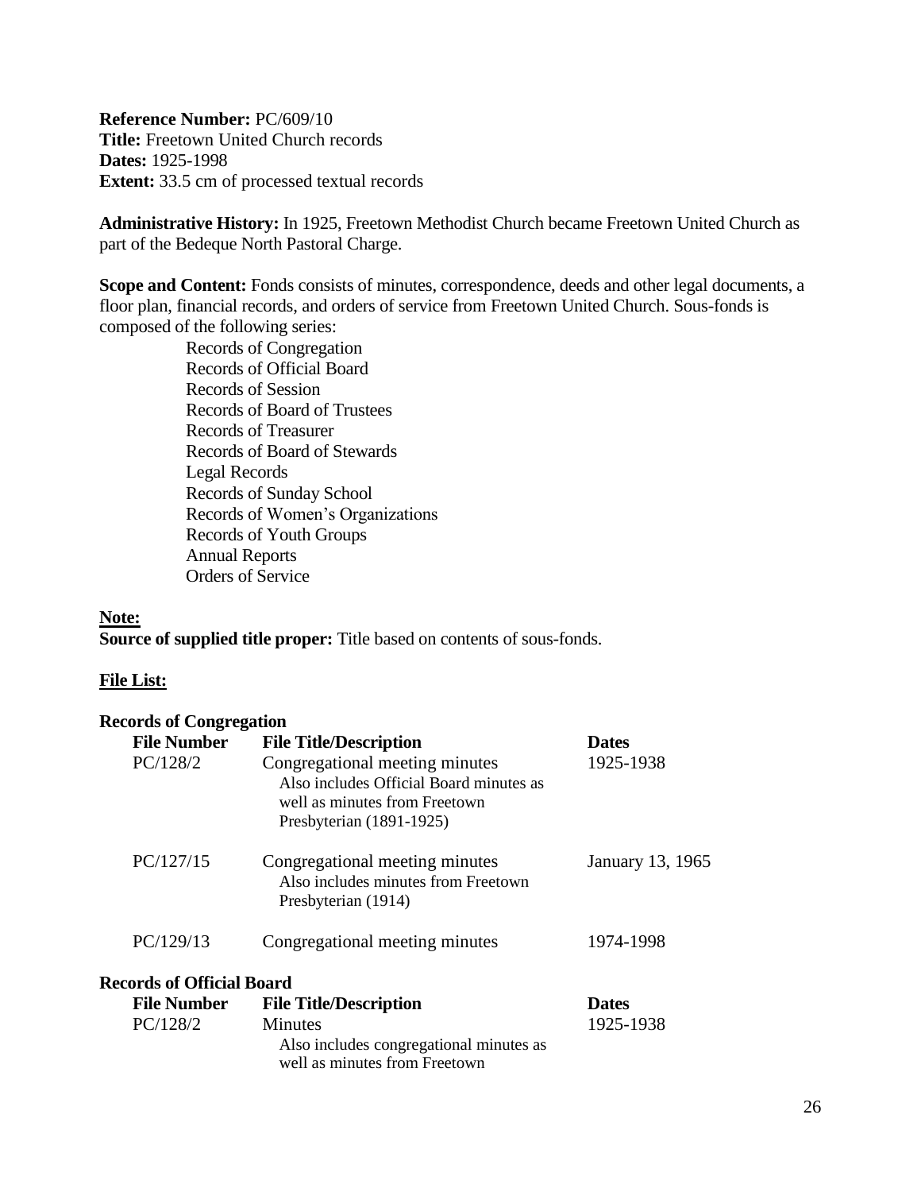**Reference Number:** PC/609/10
**Title:** Freetown United Church records
**Dates:** 1925-1998
**Extent:** 33.5 cm of processed textual records

**Administrative History:** In 1925, Freetown Methodist Church became Freetown United Church as part of the Bedeque North Pastoral Charge.

**Scope and Content:** Fonds consists of minutes, correspondence, deeds and other legal documents, a floor plan, financial records, and orders of service from Freetown United Church. Sous-fonds is composed of the following series:

- Records of Congregation
- Records of Official Board
- Records of Session
- Records of Board of Trustees
- Records of Treasurer
- Records of Board of Stewards
- Legal Records
- Records of Sunday School
- Records of Women's Organizations
- Records of Youth Groups
- Annual Reports
- Orders of Service

**Note:**

**Source of supplied title proper:** Title based on contents of sous-fonds.

**File List:**

**Records of Congregation**

| File Number | File Title/Description | Dates |
|---|---|---|
| PC/128/2 | Congregational meeting minutes<br>Also includes Official Board minutes as well as minutes from Freetown Presbyterian (1891-1925) | 1925-1938 |
| PC/127/15 | Congregational meeting minutes<br>Also includes minutes from Freetown Presbyterian (1914) | January 13, 1965 |
| PC/129/13 | Congregational meeting minutes | 1974-1998 |

**Records of Official Board**

| File Number | File Title/Description | Dates |
|---|---|---|
| PC/128/2 | Minutes<br>Also includes congregational minutes as well as minutes from Freetown | 1925-1938 |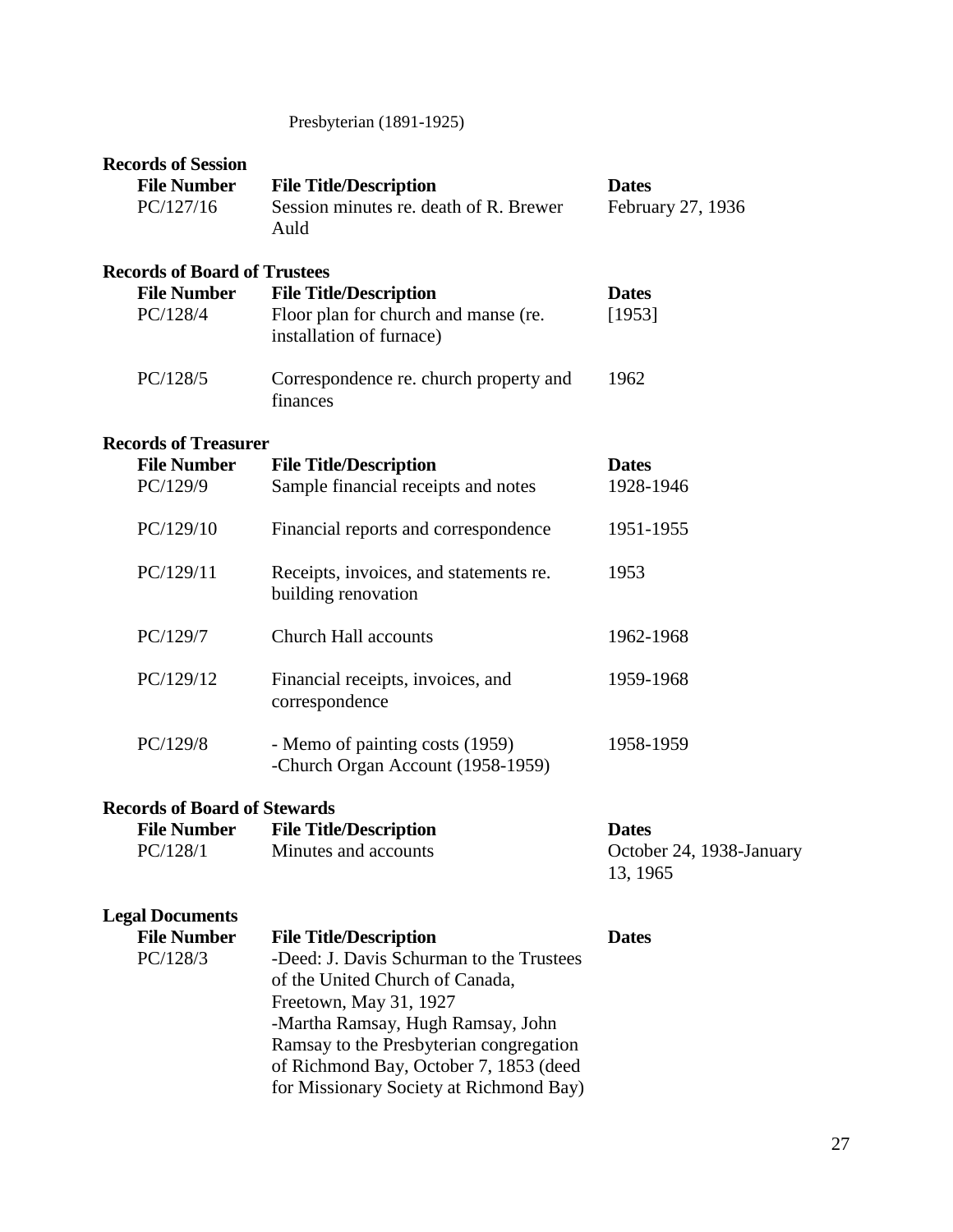Presbyterian (1891-1925)

**Records of Session**

| File Number | File Title/Description | Dates |
| --- | --- | --- |
| PC/127/16 | Session minutes re. death of R. Brewer Auld | February 27, 1936 |

**Records of Board of Trustees**

| File Number | File Title/Description | Dates |
| --- | --- | --- |
| PC/128/4 | Floor plan for church and manse (re. installation of furnace) | [1953] |
| PC/128/5 | Correspondence re. church property and finances | 1962 |

**Records of Treasurer**

| File Number | File Title/Description | Dates |
| --- | --- | --- |
| PC/129/9 | Sample financial receipts and notes | 1928-1946 |
| PC/129/10 | Financial reports and correspondence | 1951-1955 |
| PC/129/11 | Receipts, invoices, and statements re. building renovation | 1953 |
| PC/129/7 | Church Hall accounts | 1962-1968 |
| PC/129/12 | Financial receipts, invoices, and correspondence | 1959-1968 |
| PC/129/8 | - Memo of painting costs (1959)<br>-Church Organ Account (1958-1959) | 1958-1959 |

**Records of Board of Stewards**

| File Number | File Title/Description | Dates |
| --- | --- | --- |
| PC/128/1 | Minutes and accounts | October 24, 1938-January 13, 1965 |

**Legal Documents**

| File Number | File Title/Description | Dates |
| --- | --- | --- |
| PC/128/3 | -Deed: J. Davis Schurman to the Trustees of the United Church of Canada, Freetown, May 31, 1927<br>-Martha Ramsay, Hugh Ramsay, John Ramsay to the Presbyterian congregation of Richmond Bay, October 7, 1853 (deed for Missionary Society at Richmond Bay) | |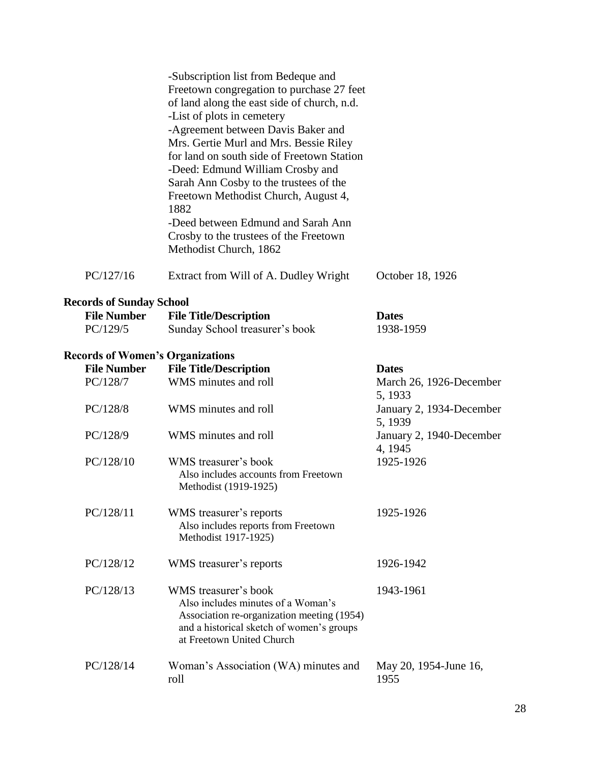| | | |
|---|---|---|
| | -Subscription list from Bedeque and Freetown congregation to purchase 27 feet of land along the east side of church, n.d.<br>-List of plots in cemetery<br>-Agreement between Davis Baker and Mrs. Gertie Murl and Mrs. Bessie Riley for land on south side of Freetown Station<br>-Deed: Edmund William Crosby and Sarah Ann Cosby to the trustees of the Freetown Methodist Church, August 4, 1882<br>-Deed between Edmund and Sarah Ann Crosby to the trustees of the Freetown Methodist Church, 1862 | |
| PC/127/16 | Extract from Will of A. Dudley Wright | October 18, 1926 |

**Records of Sunday School**

| File Number | File Title/Description | Dates |
|---|---|---|
| PC/129/5 | Sunday School treasurer's book | 1938-1959 |

**Records of Women's Organizations**

| File Number | File Title/Description | Dates |
|---|---|---|
| PC/128/7 | WMS minutes and roll | March 26, 1926-December 5, 1933 |
| PC/128/8 | WMS minutes and roll | January 2, 1934-December 5, 1939 |
| PC/128/9 | WMS minutes and roll | January 2, 1940-December 4, 1945 |
| PC/128/10 | WMS treasurer's book<br>Also includes accounts from Freetown Methodist (1919-1925) | 1925-1926 |
| PC/128/11 | WMS treasurer's reports<br>Also includes reports from Freetown Methodist 1917-1925) | 1925-1926 |
| PC/128/12 | WMS treasurer's reports | 1926-1942 |
| PC/128/13 | WMS treasurer's book<br>Also includes minutes of a Woman's Association re-organization meeting (1954) and a historical sketch of women's groups at Freetown United Church | 1943-1961 |
| PC/128/14 | Woman's Association (WA) minutes and roll | May 20, 1954-June 16, 1955 |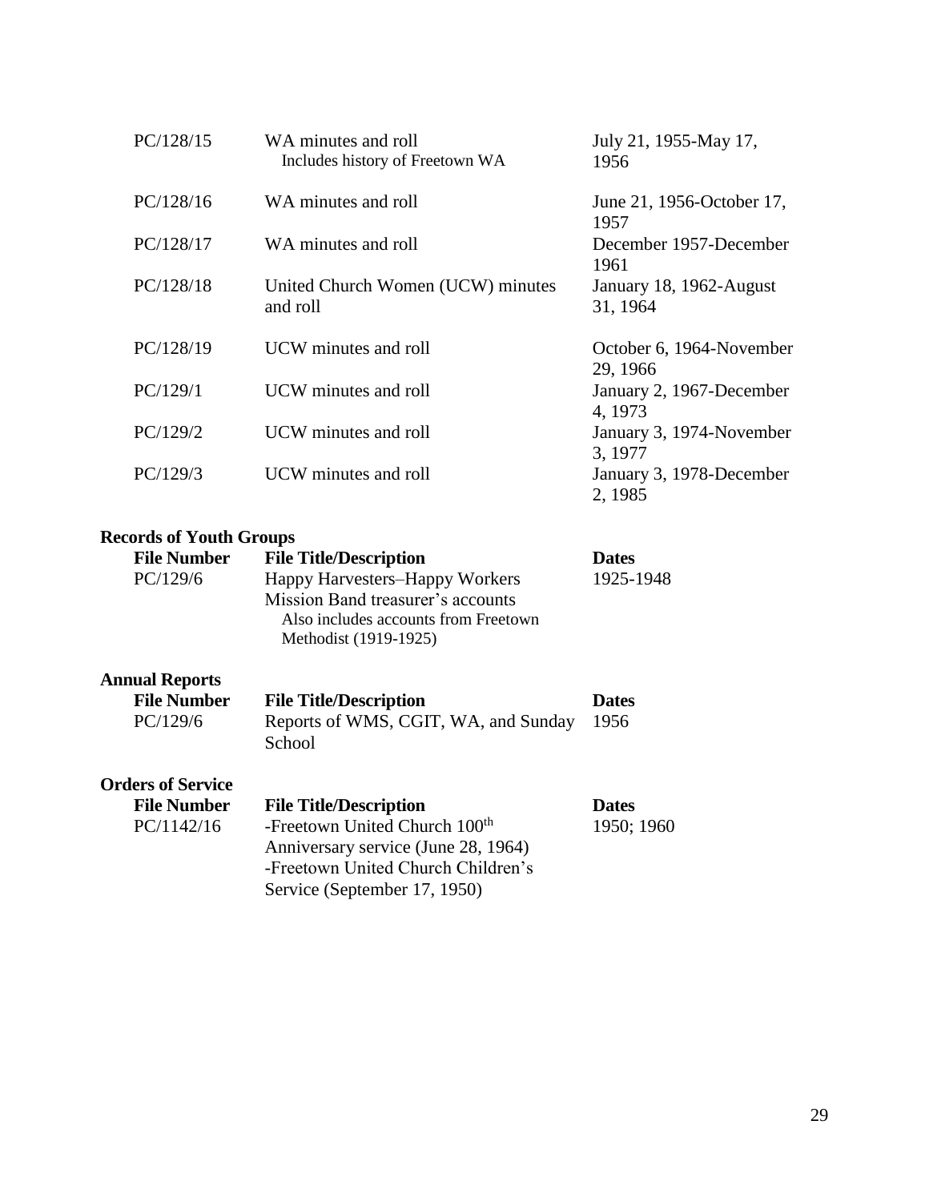| | | |
|---|---|---|
| PC/128/15 | WA minutes and roll<br>Includes history of Freetown WA | July 21, 1955-May 17, 1956 |
| PC/128/16 | WA minutes and roll | June 21, 1956-October 17, 1957 |
| PC/128/17 | WA minutes and roll | December 1957-December 1961 |
| PC/128/18 | United Church Women (UCW) minutes and roll | January 18, 1962-August 31, 1964 |
| PC/128/19 | UCW minutes and roll | October 6, 1964-November 29, 1966 |
| PC/129/1 | UCW minutes and roll | January 2, 1967-December 4, 1973 |
| PC/129/2 | UCW minutes and roll | January 3, 1974-November 3, 1977 |
| PC/129/3 | UCW minutes and roll | January 3, 1978-December 2, 1985 |

**Records of Youth Groups**

| File Number | File Title/Description | Dates |
|---|---|---|
| PC/129/6 | Happy Harvesters–Happy Workers Mission Band treasurer's accounts<br>Also includes accounts from Freetown Methodist (1919-1925) | 1925-1948 |

**Annual Reports**

| File Number | File Title/Description | Dates |
|---|---|---|
| PC/129/6 | Reports of WMS, CGIT, WA, and Sunday School | 1956 |

**Orders of Service**

| File Number | File Title/Description | Dates |
|---|---|---|
| PC/1142/16 | -Freetown United Church 100th Anniversary service (June 28, 1964)<br>-Freetown United Church Children's Service (September 17, 1950) | 1950; 1960 |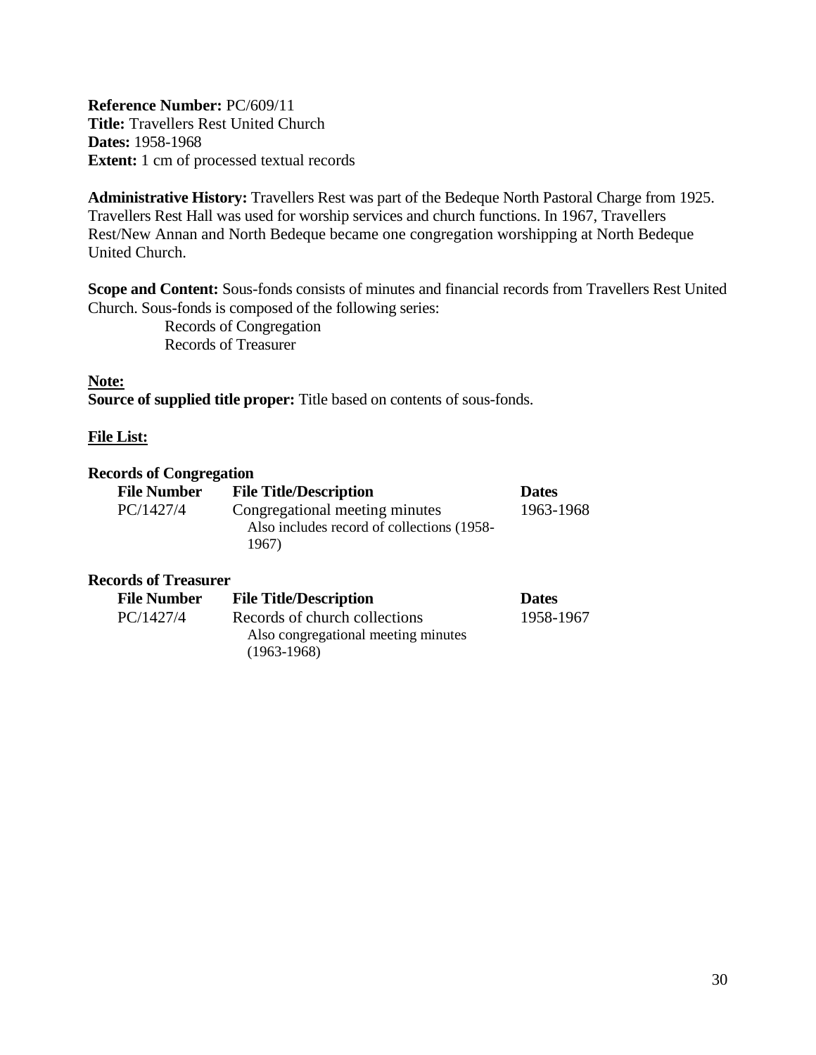**Reference Number:** PC/609/11
**Title:** Travellers Rest United Church
**Dates:** 1958-1968
**Extent:** 1 cm of processed textual records

**Administrative History:** Travellers Rest was part of the Bedeque North Pastoral Charge from 1925. Travellers Rest Hall was used for worship services and church functions. In 1967, Travellers Rest/New Annan and North Bedeque became one congregation worshipping at North Bedeque United Church.

**Scope and Content:** Sous-fonds consists of minutes and financial records from Travellers Rest United Church. Sous-fonds is composed of the following series:

Records of Congregation
Records of Treasurer

**Note:**
**Source of supplied title proper:** Title based on contents of sous-fonds.

**File List:**

**Records of Congregation**

| File Number | File Title/Description | Dates |
|---|---|---|
| PC/1427/4 | Congregational meeting minutes<br>Also includes record of collections (1958-1967) | 1963-1968 |

**Records of Treasurer**

| File Number | File Title/Description | Dates |
|---|---|---|
| PC/1427/4 | Records of church collections<br>Also congregational meeting minutes (1963-1968) | 1958-1967 |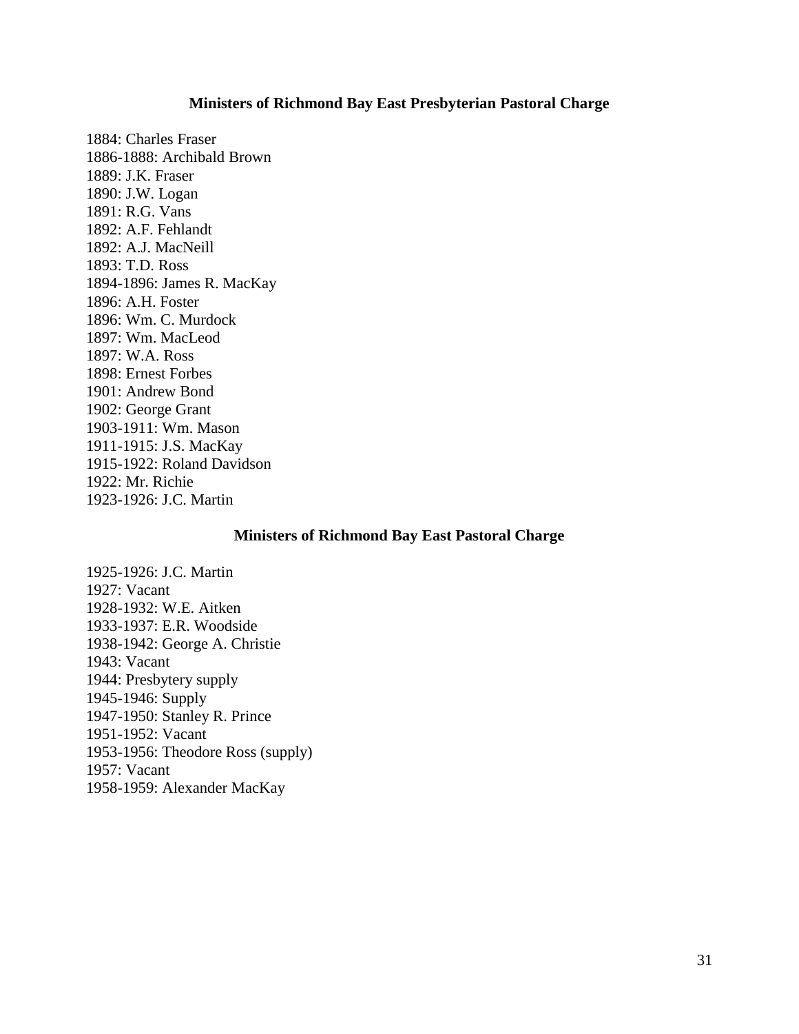## Ministers of Richmond Bay East Presbyterian Pastoral Charge

1884: Charles Fraser
1886-1888: Archibald Brown
1889: J.K. Fraser
1890: J.W. Logan
1891: R.G. Vans
1892: A.F. Fehlandt
1892: A.J. MacNeill
1893: T.D. Ross
1894-1896: James R. MacKay
1896: A.H. Foster
1896: Wm. C. Murdock
1897: Wm. MacLeod
1897: W.A. Ross
1898: Ernest Forbes
1901: Andrew Bond
1902: George Grant
1903-1911: Wm. Mason
1911-1915: J.S. MacKay
1915-1922: Roland Davidson
1922: Mr. Richie
1923-1926: J.C. Martin

## Ministers of Richmond Bay East Pastoral Charge

1925-1926: J.C. Martin
1927: Vacant
1928-1932: W.E. Aitken
1933-1937: E.R. Woodside
1938-1942: George A. Christie
1943: Vacant
1944: Presbytery supply
1945-1946: Supply
1947-1950: Stanley R. Prince
1951-1952: Vacant
1953-1956: Theodore Ross (supply)
1957: Vacant
1958-1959: Alexander MacKay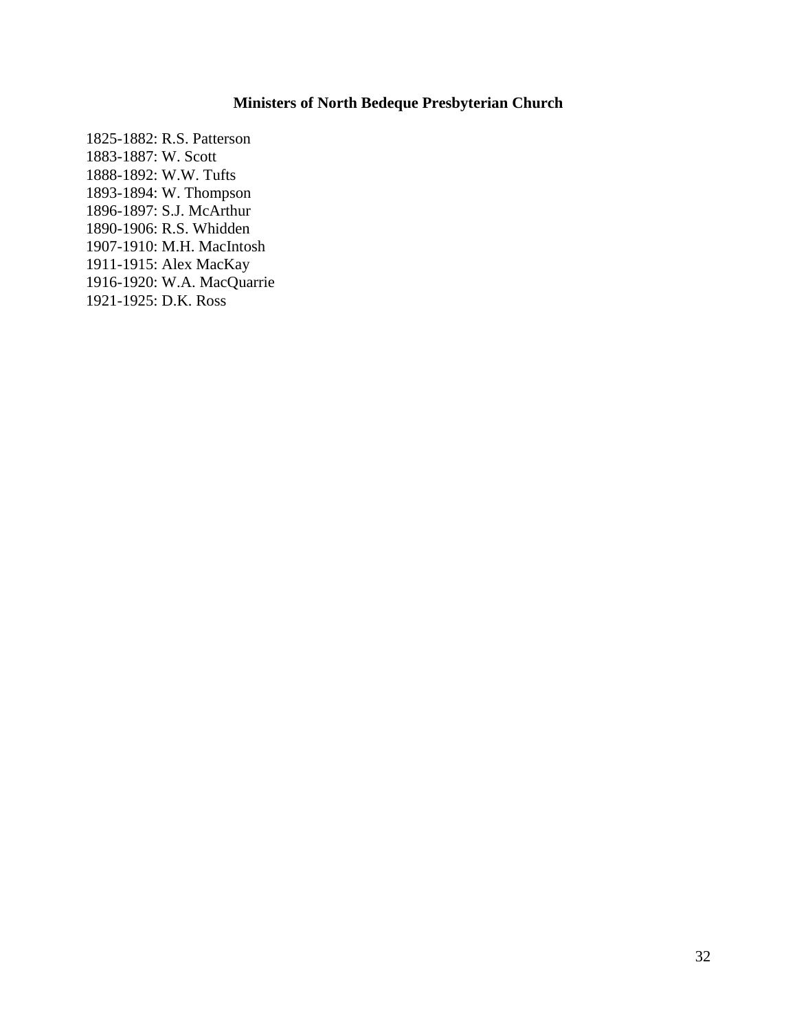**Ministers of North Bedeque Presbyterian Church**

1825-1882: R.S. Patterson
1883-1887: W. Scott
1888-1892: W.W. Tufts
1893-1894: W. Thompson
1896-1897: S.J. McArthur
1890-1906: R.S. Whidden
1907-1910: M.H. MacIntosh
1911-1915: Alex MacKay
1916-1920: W.A. MacQuarrie
1921-1925: D.K. Ross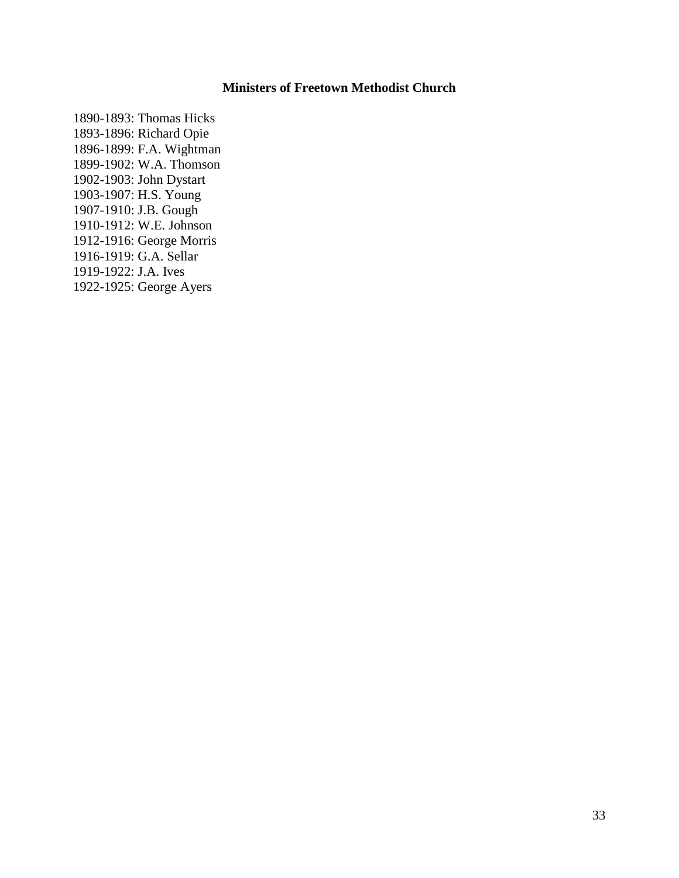## Ministers of Freetown Methodist Church

1890-1893: Thomas Hicks
1893-1896: Richard Opie
1896-1899: F.A. Wightman
1899-1902: W.A. Thomson
1902-1903: John Dystart
1903-1907: H.S. Young
1907-1910: J.B. Gough
1910-1912: W.E. Johnson
1912-1916: George Morris
1916-1919: G.A. Sellar
1919-1922: J.A. Ives
1922-1925: George Ayers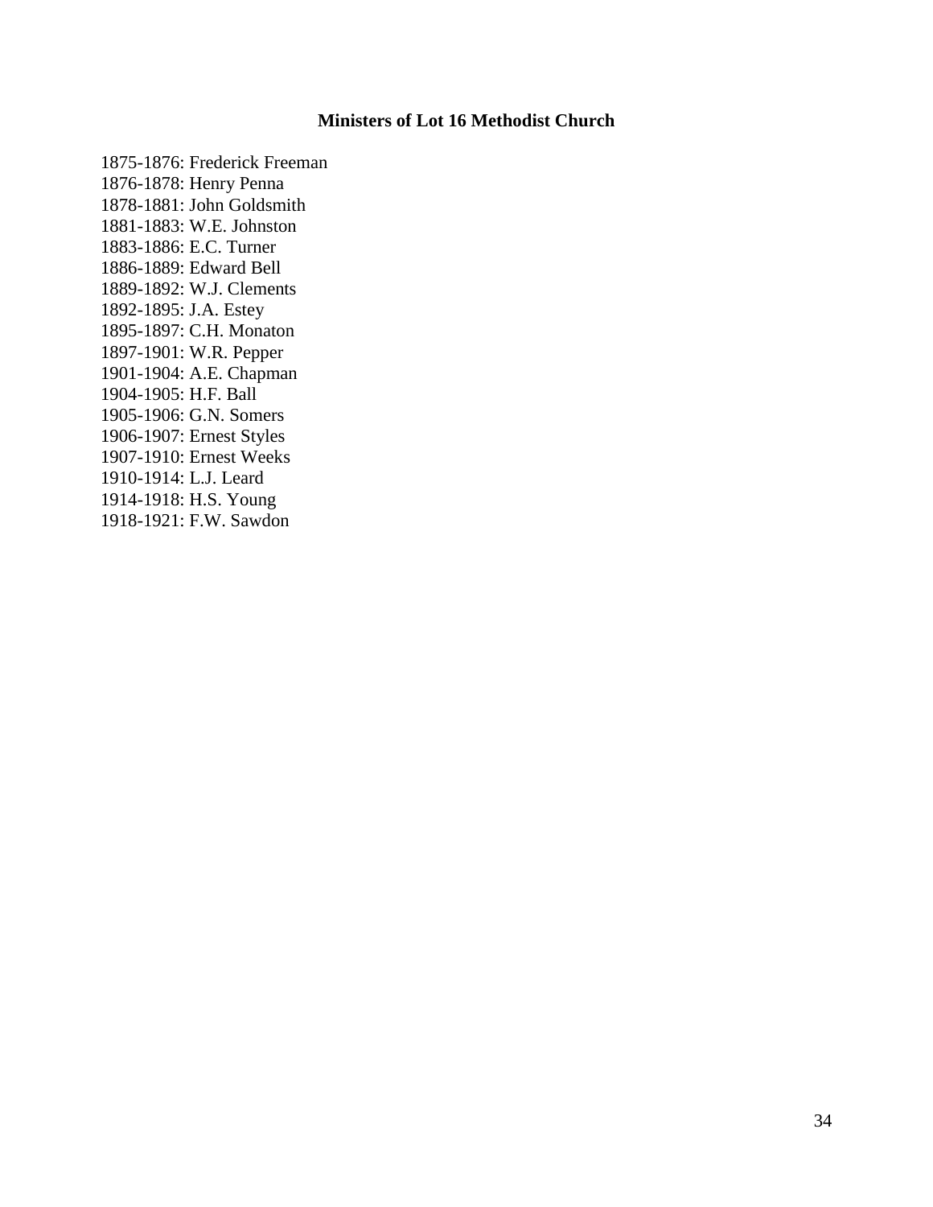## Ministers of Lot 16 Methodist Church

1875-1876: Frederick Freeman
1876-1878: Henry Penna
1878-1881: John Goldsmith
1881-1883: W.E. Johnston
1883-1886: E.C. Turner
1886-1889: Edward Bell
1889-1892: W.J. Clements
1892-1895: J.A. Estey
1895-1897: C.H. Monaton
1897-1901: W.R. Pepper
1901-1904: A.E. Chapman
1904-1905: H.F. Ball
1905-1906: G.N. Somers
1906-1907: Ernest Styles
1907-1910: Ernest Weeks
1910-1914: L.J. Leard
1914-1918: H.S. Young
1918-1921: F.W. Sawdon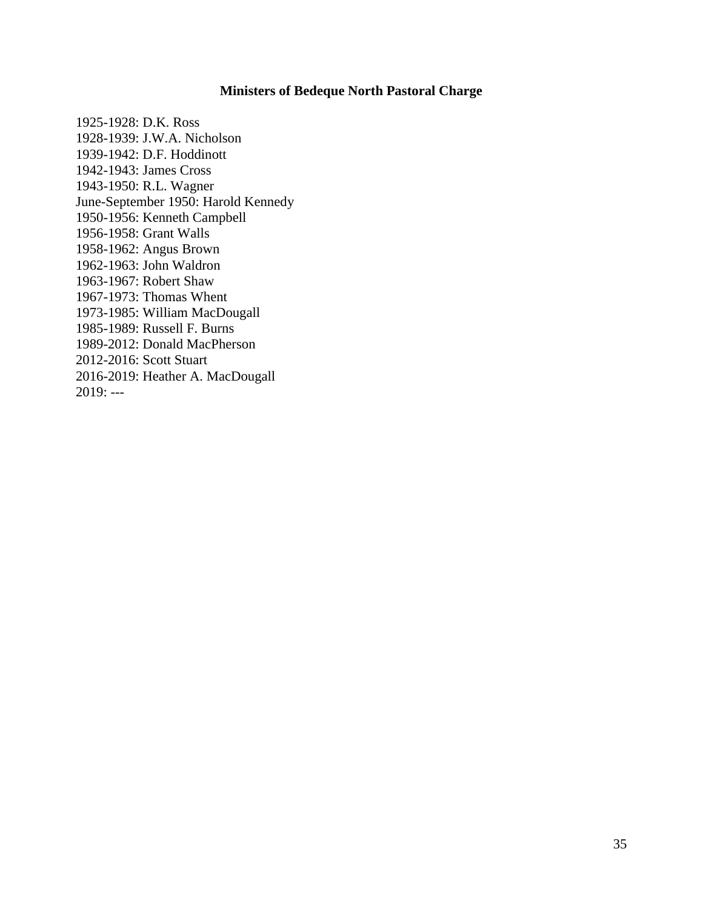## Ministers of Bedeque North Pastoral Charge

1925-1928: D.K. Ross
1928-1939: J.W.A. Nicholson
1939-1942: D.F. Hoddinott
1942-1943: James Cross
1943-1950: R.L. Wagner
June-September 1950: Harold Kennedy
1950-1956: Kenneth Campbell
1956-1958: Grant Walls
1958-1962: Angus Brown
1962-1963: John Waldron
1963-1967: Robert Shaw
1967-1973: Thomas Whent
1973-1985: William MacDougall
1985-1989: Russell F. Burns
1989-2012: Donald MacPherson
2012-2016: Scott Stuart
2016-2019: Heather A. MacDougall
2019: ---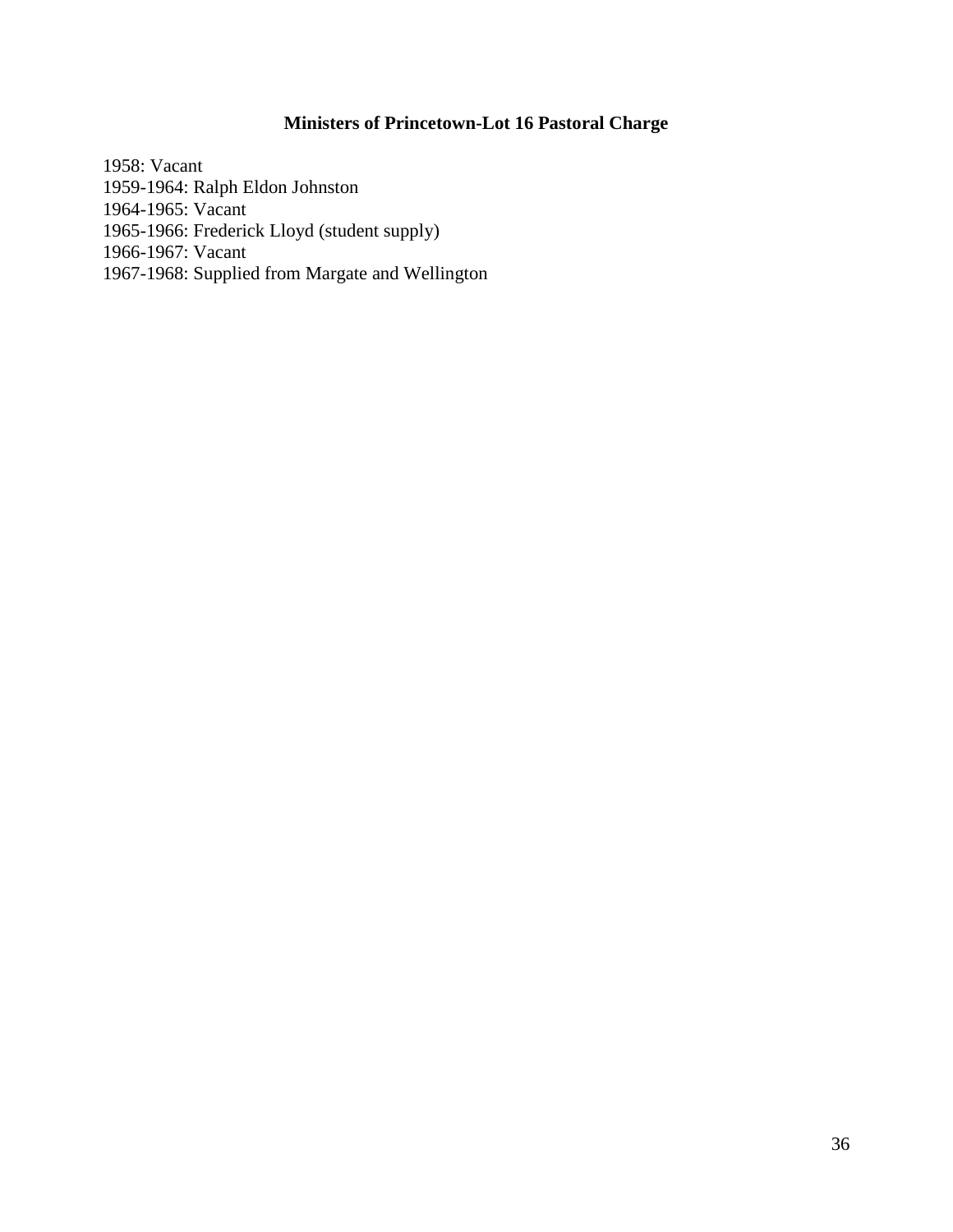## Ministers of Princetown-Lot 16 Pastoral Charge

1958: Vacant
1959-1964: Ralph Eldon Johnston
1964-1965: Vacant
1965-1966: Frederick Lloyd (student supply)
1966-1967: Vacant
1967-1968: Supplied from Margate and Wellington